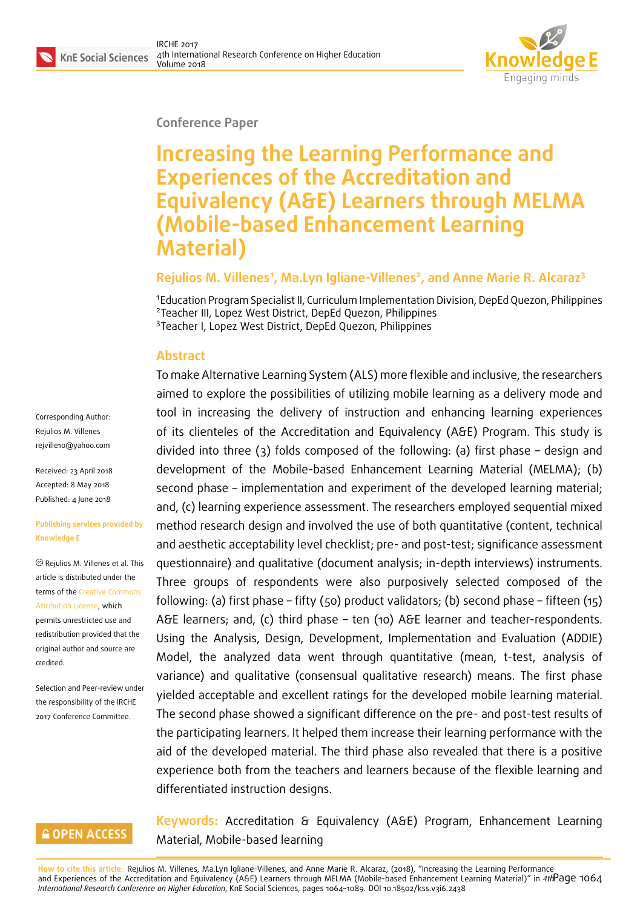Conference Paper

# Increasing the Learning Performance and Experiences of the Accreditation and Equivalency (A&E) Learners through MELMA (Mobile-based Enhancement Learning Material)

**Rejulios M. Villenes[1], Ma.Lyn Igliane-Villenes[2], and Anne Marie R. Alcaraz[3]**

[1]Education Program Specialist II, Curriculum Implementation Division, DepEd Quezon, Philippines
[2]Teacher III, Lopez West District, DepEd Quezon, Philippines
[3]Teacher I, Lopez West District, DepEd Quezon, Philippines

Corresponding Author: Rejulios M. Villenes rejville10@yahoo.com

Received: 23 April 2018
Accepted: 8 May 2018
Published: 4 June 2018

Publishing services provided by Knowledge E

© Rejulios M. Villenes et al. This article is distributed under the terms of the Creative Commons Attribution License, which permits unrestricted use and redistribution provided that the original author and source are credited.

Selection and Peer-review under the responsibility of the IRCHE 2017 Conference Committee.

## Abstract

To make Alternative Learning System (ALS) more flexible and inclusive, the researchers aimed to explore the possibilities of utilizing mobile learning as a delivery mode and tool in increasing the delivery of instruction and enhancing learning experiences of its clienteles of the Accreditation and Equivalency (A&E) Program. This study is divided into three (3) folds composed of the following: (a) first phase – design and development of the Mobile-based Enhancement Learning Material (MELMA); (b) second phase – implementation and experiment of the developed learning material; and, (c) learning experience assessment. The researchers employed sequential mixed method research design and involved the use of both quantitative (content, technical and aesthetic acceptability level checklist; pre- and post-test; significance assessment questionnaire) and qualitative (document analysis; in-depth interviews) instruments. Three groups of respondents were also purposively selected composed of the following: (a) first phase – fifty (50) product validators; (b) second phase – fifteen (15) A&E learners; and, (c) third phase – ten (10) A&E learner and teacher-respondents. Using the Analysis, Design, Development, Implementation and Evaluation (ADDIE) Model, the analyzed data went through quantitative (mean, t-test, analysis of variance) and qualitative (consensual qualitative research) means. The first phase yielded acceptable and excellent ratings for the developed mobile learning material. The second phase showed a significant difference on the pre- and post-test results of the participating learners. It helped them increase their learning performance with the aid of the developed material. The third phase also revealed that there is a positive experience both from the teachers and learners because of the flexible learning and differentiated instruction designs.

**Keywords:** Accreditation & Equivalency (A&E) Program, Enhancement Learning Material, Mobile-based learning

OPEN ACCESS

**How to cite this article**: Rejulios M. Villenes, Ma.Lyn Igliane-Villenes, and Anne Marie R. Alcaraz, (2018), "Increasing the Learning Performance and Experiences of the Accreditation and Equivalency (A&E) Learners through MELMA (Mobile-based Enhancement Learning Material)" in *4th International Research Conference on Higher Education*, KnE Social Sciences, pages 1064–1089. DOI 10.18502/kss.v3i6.2438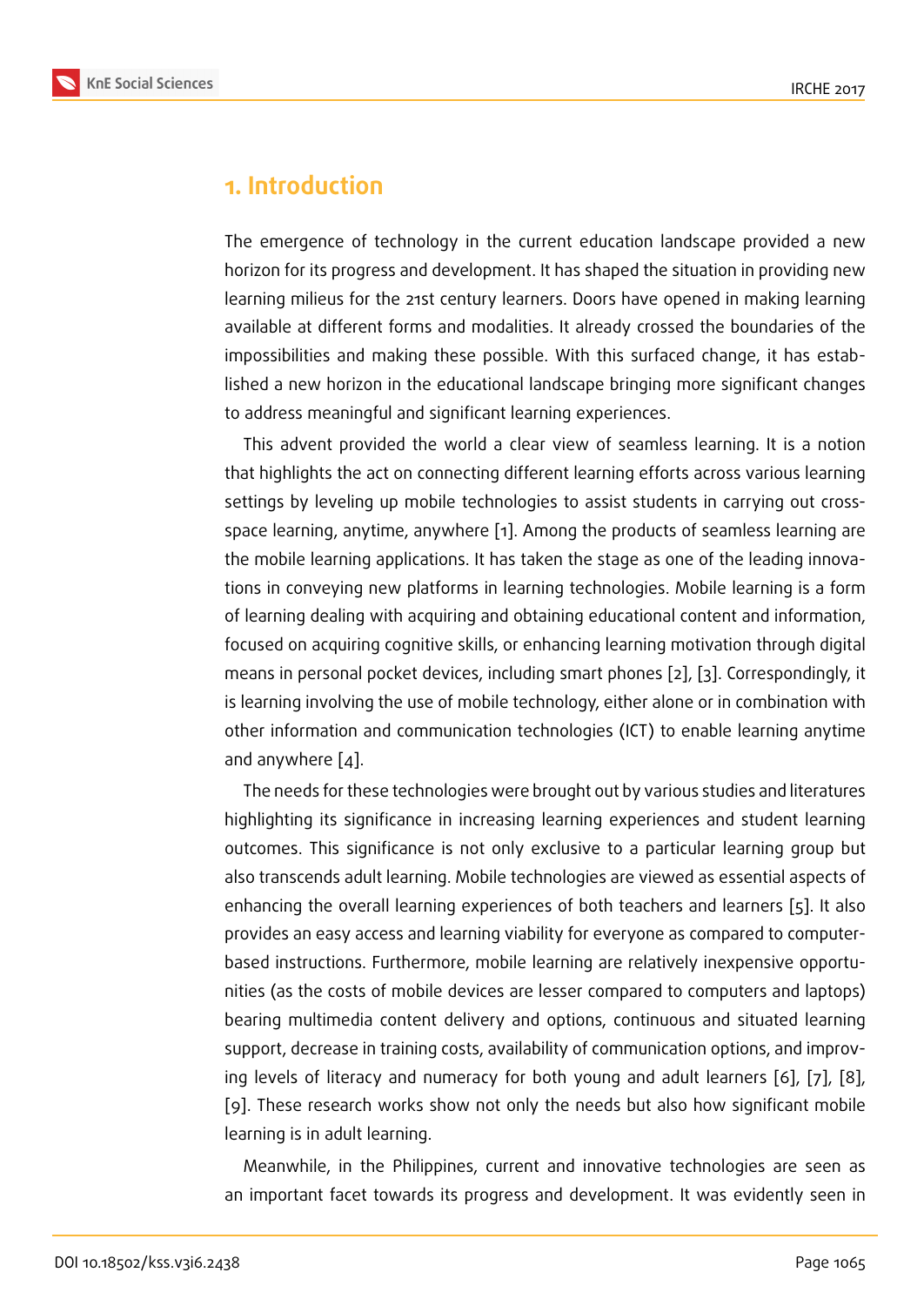## 1. Introduction

The emergence of technology in the current education landscape provided a new horizon for its progress and development. It has shaped the situation in providing new learning milieus for the 21st century learners. Doors have opened in making learning available at different forms and modalities. It already crossed the boundaries of the impossibilities and making these possible. With this surfaced change, it has established a new horizon in the educational landscape bringing more significant changes to address meaningful and significant learning experiences.

This advent provided the world a clear view of seamless learning. It is a notion that highlights the act on connecting different learning efforts across various learning settings by leveling up mobile technologies to assist students in carrying out cross-space learning, anytime, anywhere [1]. Among the products of seamless learning are the mobile learning applications. It has taken the stage as one of the leading innovations in conveying new platforms in learning technologies. Mobile learning is a form of learning dealing with acquiring and obtaining educational content and information, focused on acquiring cognitive skills, or enhancing learning motivation through digital means in personal pocket devices, including smart phones [2], [3]. Correspondingly, it is learning involving the use of mobile technology, either alone or in combination with other information and communication technologies (ICT) to enable learning anytime and anywhere [4].

The needs for these technologies were brought out by various studies and literatures highlighting its significance in increasing learning experiences and student learning outcomes. This significance is not only exclusive to a particular learning group but also transcends adult learning. Mobile technologies are viewed as essential aspects of enhancing the overall learning experiences of both teachers and learners [5]. It also provides an easy access and learning viability for everyone as compared to computer-based instructions. Furthermore, mobile learning are relatively inexpensive opportunities (as the costs of mobile devices are lesser compared to computers and laptops) bearing multimedia content delivery and options, continuous and situated learning support, decrease in training costs, availability of communication options, and improving levels of literacy and numeracy for both young and adult learners [6], [7], [8], [9]. These research works show not only the needs but also how significant mobile learning is in adult learning.

Meanwhile, in the Philippines, current and innovative technologies are seen as an important facet towards its progress and development. It was evidently seen in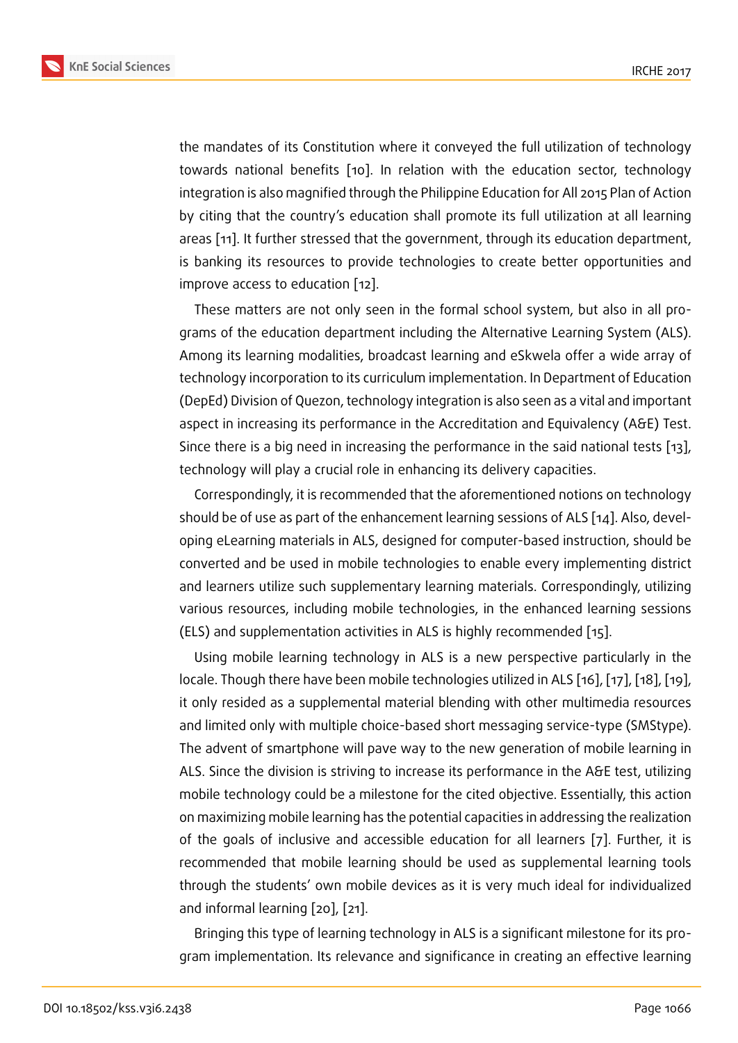the mandates of its Constitution where it conveyed the full utilization of technology towards national benefits [10]. In relation with the education sector, technology integration is also magnified through the Philippine Education for All 2015 Plan of Action by citing that the country's education shall promote its full utilization at all learning areas [11]. It further stressed that the government, through its education department, is banking its resources to provide technologies to create better opportunities and improve access to education [12].

These matters are not only seen in the formal school system, but also in all programs of the education department including the Alternative Learning System (ALS). Among its learning modalities, broadcast learning and eSkwela offer a wide array of technology incorporation to its curriculum implementation. In Department of Education (DepEd) Division of Quezon, technology integration is also seen as a vital and important aspect in increasing its performance in the Accreditation and Equivalency (A&E) Test. Since there is a big need in increasing the performance in the said national tests [13], technology will play a crucial role in enhancing its delivery capacities.

Correspondingly, it is recommended that the aforementioned notions on technology should be of use as part of the enhancement learning sessions of ALS [14]. Also, developing eLearning materials in ALS, designed for computer-based instruction, should be converted and be used in mobile technologies to enable every implementing district and learners utilize such supplementary learning materials. Correspondingly, utilizing various resources, including mobile technologies, in the enhanced learning sessions (ELS) and supplementation activities in ALS is highly recommended [15].

Using mobile learning technology in ALS is a new perspective particularly in the locale. Though there have been mobile technologies utilized in ALS [16], [17], [18], [19], it only resided as a supplemental material blending with other multimedia resources and limited only with multiple choice-based short messaging service-type (SMStype). The advent of smartphone will pave way to the new generation of mobile learning in ALS. Since the division is striving to increase its performance in the A&E test, utilizing mobile technology could be a milestone for the cited objective. Essentially, this action on maximizing mobile learning has the potential capacities in addressing the realization of the goals of inclusive and accessible education for all learners [7]. Further, it is recommended that mobile learning should be used as supplemental learning tools through the students' own mobile devices as it is very much ideal for individualized and informal learning [20], [21].

Bringing this type of learning technology in ALS is a significant milestone for its program implementation. Its relevance and significance in creating an effective learning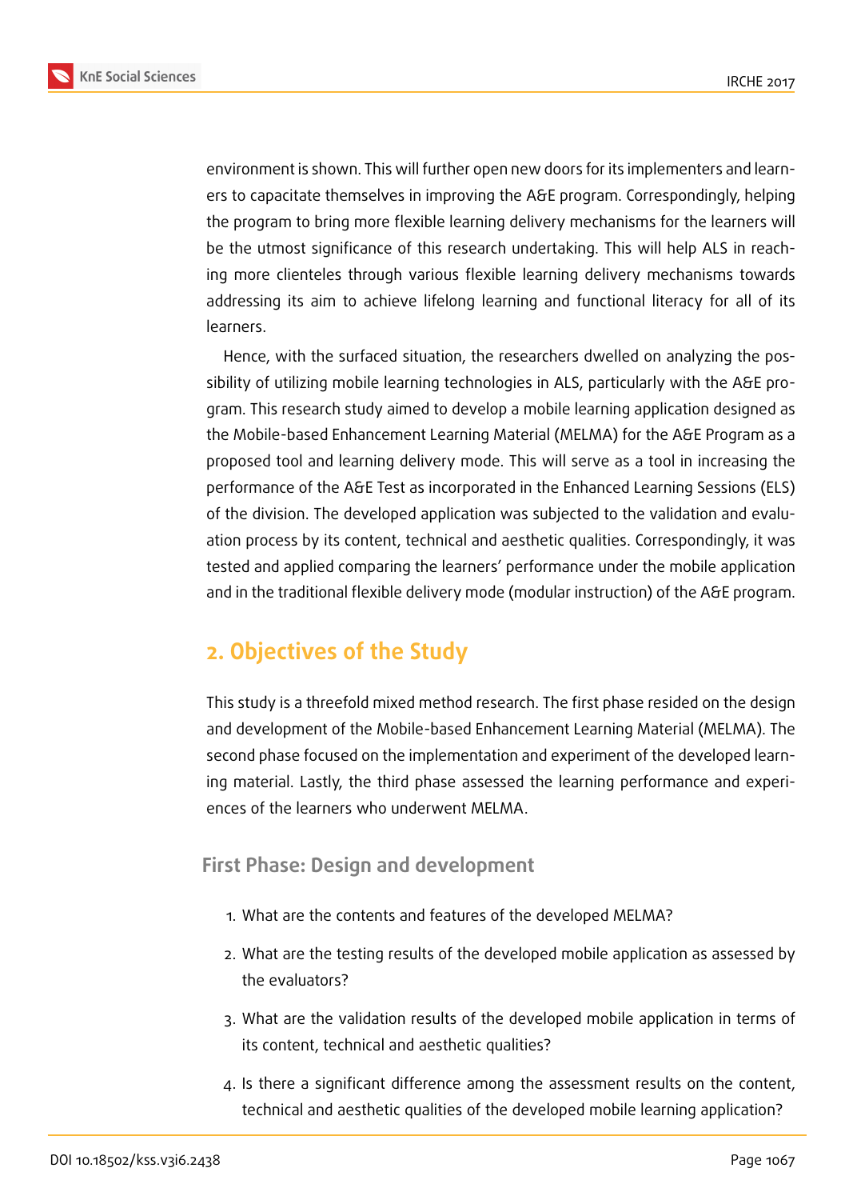environment is shown. This will further open new doors for its implementers and learners to capacitate themselves in improving the A&E program. Correspondingly, helping the program to bring more flexible learning delivery mechanisms for the learners will be the utmost significance of this research undertaking. This will help ALS in reaching more clienteles through various flexible learning delivery mechanisms towards addressing its aim to achieve lifelong learning and functional literacy for all of its learners.

Hence, with the surfaced situation, the researchers dwelled on analyzing the possibility of utilizing mobile learning technologies in ALS, particularly with the A&E program. This research study aimed to develop a mobile learning application designed as the Mobile-based Enhancement Learning Material (MELMA) for the A&E Program as a proposed tool and learning delivery mode. This will serve as a tool in increasing the performance of the A&E Test as incorporated in the Enhanced Learning Sessions (ELS) of the division. The developed application was subjected to the validation and evaluation process by its content, technical and aesthetic qualities. Correspondingly, it was tested and applied comparing the learners' performance under the mobile application and in the traditional flexible delivery mode (modular instruction) of the A&E program.

## 2. Objectives of the Study

This study is a threefold mixed method research. The first phase resided on the design and development of the Mobile-based Enhancement Learning Material (MELMA). The second phase focused on the implementation and experiment of the developed learning material. Lastly, the third phase assessed the learning performance and experiences of the learners who underwent MELMA.

### First Phase: Design and development

1. What are the contents and features of the developed MELMA?
2. What are the testing results of the developed mobile application as assessed by the evaluators?
3. What are the validation results of the developed mobile application in terms of its content, technical and aesthetic qualities?
4. Is there a significant difference among the assessment results on the content, technical and aesthetic qualities of the developed mobile learning application?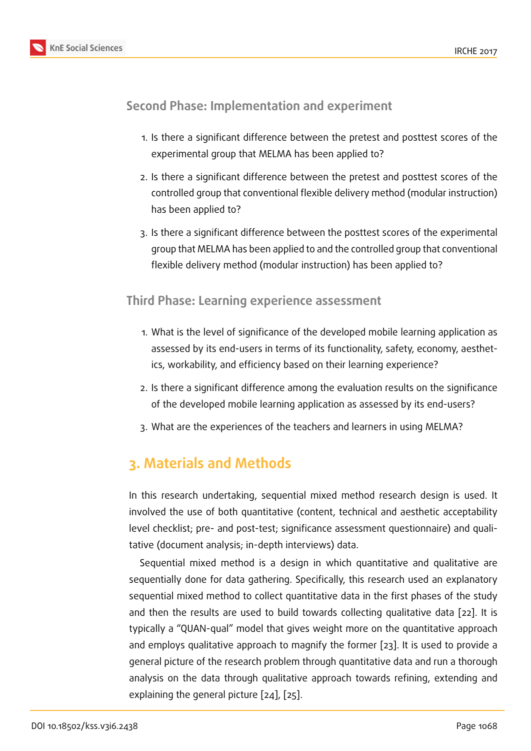### Second Phase: Implementation and experiment

1. Is there a significant difference between the pretest and posttest scores of the experimental group that MELMA has been applied to?
2. Is there a significant difference between the pretest and posttest scores of the controlled group that conventional flexible delivery method (modular instruction) has been applied to?
3. Is there a significant difference between the posttest scores of the experimental group that MELMA has been applied to and the controlled group that conventional flexible delivery method (modular instruction) has been applied to?

### Third Phase: Learning experience assessment

1. What is the level of significance of the developed mobile learning application as assessed by its end-users in terms of its functionality, safety, economy, aesthetics, workability, and efficiency based on their learning experience?
2. Is there a significant difference among the evaluation results on the significance of the developed mobile learning application as assessed by its end-users?
3. What are the experiences of the teachers and learners in using MELMA?

## 3. Materials and Methods

In this research undertaking, sequential mixed method research design is used. It involved the use of both quantitative (content, technical and aesthetic acceptability level checklist; pre- and post-test; significance assessment questionnaire) and qualitative (document analysis; in-depth interviews) data.

Sequential mixed method is a design in which quantitative and qualitative are sequentially done for data gathering. Specifically, this research used an explanatory sequential mixed method to collect quantitative data in the first phases of the study and then the results are used to build towards collecting qualitative data [22]. It is typically a "QUAN-qual" model that gives weight more on the quantitative approach and employs qualitative approach to magnify the former [23]. It is used to provide a general picture of the research problem through quantitative data and run a thorough analysis on the data through qualitative approach towards refining, extending and explaining the general picture [24], [25].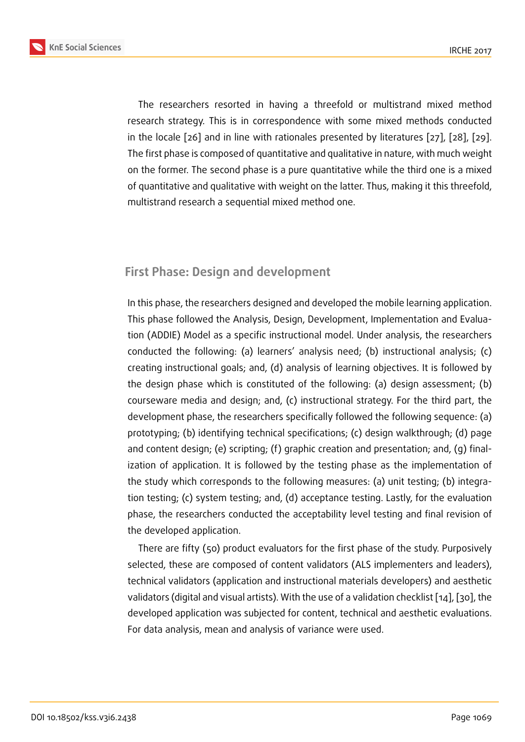The researchers resorted in having a threefold or multistrand mixed method research strategy. This is in correspondence with some mixed methods conducted in the locale [26] and in line with rationales presented by literatures [27], [28], [29]. The first phase is composed of quantitative and qualitative in nature, with much weight on the former. The second phase is a pure quantitative while the third one is a mixed of quantitative and qualitative with weight on the latter. Thus, making it this threefold, multistrand research a sequential mixed method one.

## First Phase: Design and development

In this phase, the researchers designed and developed the mobile learning application. This phase followed the Analysis, Design, Development, Implementation and Evaluation (ADDIE) Model as a specific instructional model. Under analysis, the researchers conducted the following: (a) learners' analysis need; (b) instructional analysis; (c) creating instructional goals; and, (d) analysis of learning objectives. It is followed by the design phase which is constituted of the following: (a) design assessment; (b) courseware media and design; and, (c) instructional strategy. For the third part, the development phase, the researchers specifically followed the following sequence: (a) prototyping; (b) identifying technical specifications; (c) design walkthrough; (d) page and content design; (e) scripting; (f) graphic creation and presentation; and, (g) finalization of application. It is followed by the testing phase as the implementation of the study which corresponds to the following measures: (a) unit testing; (b) integration testing; (c) system testing; and, (d) acceptance testing. Lastly, for the evaluation phase, the researchers conducted the acceptability level testing and final revision of the developed application.

There are fifty (50) product evaluators for the first phase of the study. Purposively selected, these are composed of content validators (ALS implementers and leaders), technical validators (application and instructional materials developers) and aesthetic validators (digital and visual artists). With the use of a validation checklist [14], [30], the developed application was subjected for content, technical and aesthetic evaluations. For data analysis, mean and analysis of variance were used.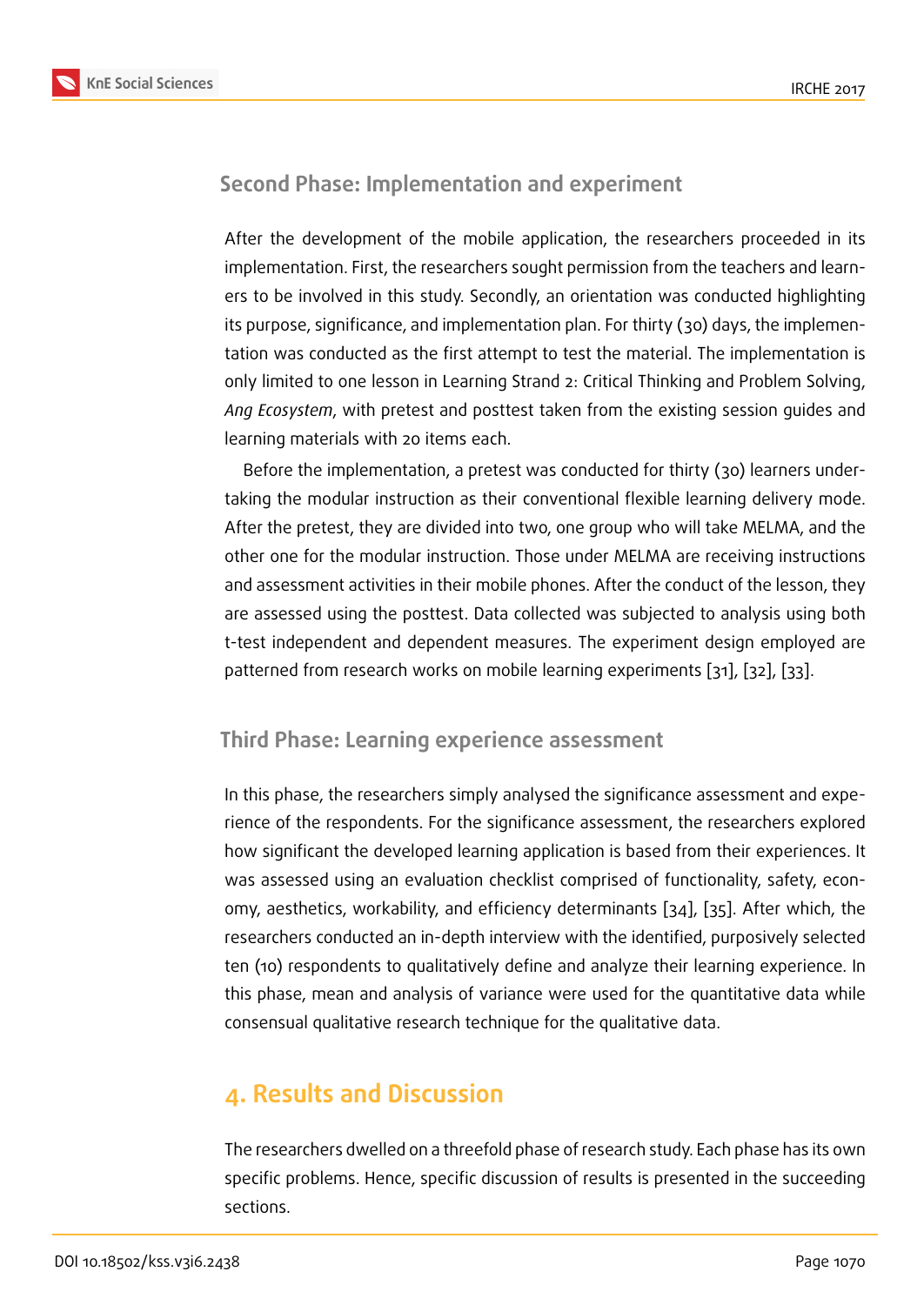### Second Phase: Implementation and experiment

After the development of the mobile application, the researchers proceeded in its implementation. First, the researchers sought permission from the teachers and learners to be involved in this study. Secondly, an orientation was conducted highlighting its purpose, significance, and implementation plan. For thirty (30) days, the implementation was conducted as the first attempt to test the material. The implementation is only limited to one lesson in Learning Strand 2: Critical Thinking and Problem Solving, *Ang Ecosystem*, with pretest and posttest taken from the existing session guides and learning materials with 20 items each.

Before the implementation, a pretest was conducted for thirty (30) learners undertaking the modular instruction as their conventional flexible learning delivery mode. After the pretest, they are divided into two, one group who will take MELMA, and the other one for the modular instruction. Those under MELMA are receiving instructions and assessment activities in their mobile phones. After the conduct of the lesson, they are assessed using the posttest. Data collected was subjected to analysis using both t-test independent and dependent measures. The experiment design employed are patterned from research works on mobile learning experiments [31], [32], [33].

### Third Phase: Learning experience assessment

In this phase, the researchers simply analysed the significance assessment and experience of the respondents. For the significance assessment, the researchers explored how significant the developed learning application is based from their experiences. It was assessed using an evaluation checklist comprised of functionality, safety, economy, aesthetics, workability, and efficiency determinants [34], [35]. After which, the researchers conducted an in-depth interview with the identified, purposively selected ten (10) respondents to qualitatively define and analyze their learning experience. In this phase, mean and analysis of variance were used for the quantitative data while consensual qualitative research technique for the qualitative data.

## 4. Results and Discussion

The researchers dwelled on a threefold phase of research study. Each phase has its own specific problems. Hence, specific discussion of results is presented in the succeeding sections.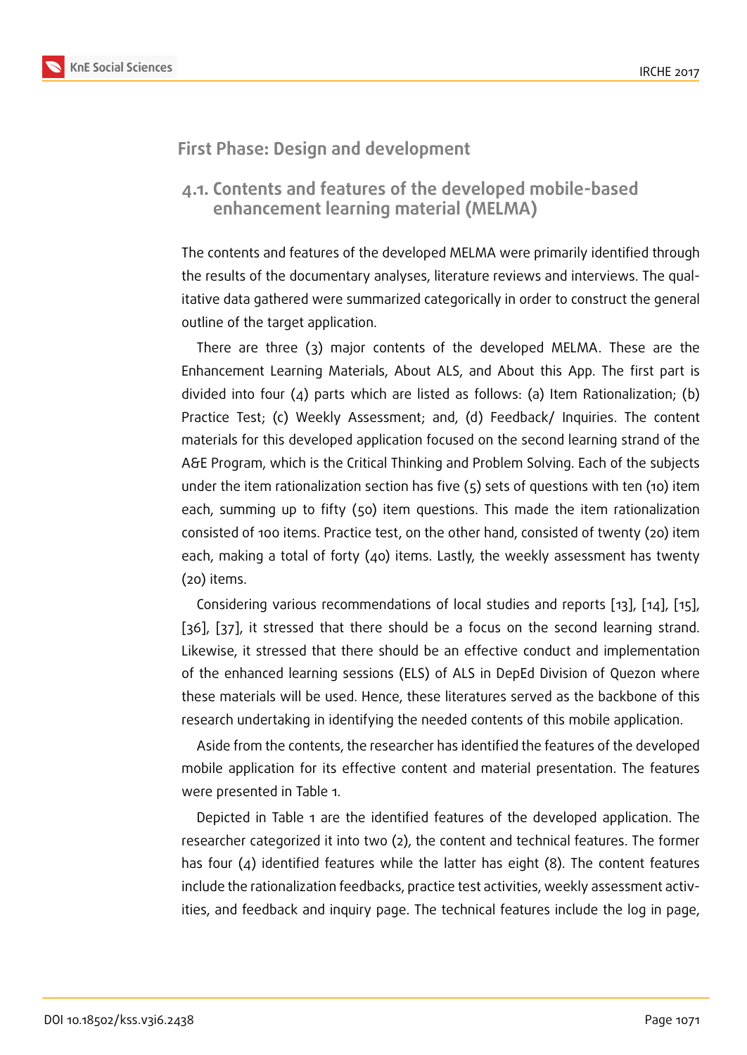## First Phase: Design and development

### 4.1. Contents and features of the developed mobile-based enhancement learning material (MELMA)

The contents and features of the developed MELMA were primarily identified through the results of the documentary analyses, literature reviews and interviews. The qualitative data gathered were summarized categorically in order to construct the general outline of the target application.

There are three (3) major contents of the developed MELMA. These are the Enhancement Learning Materials, About ALS, and About this App. The first part is divided into four (4) parts which are listed as follows: (a) Item Rationalization; (b) Practice Test; (c) Weekly Assessment; and, (d) Feedback/ Inquiries. The content materials for this developed application focused on the second learning strand of the A&E Program, which is the Critical Thinking and Problem Solving. Each of the subjects under the item rationalization section has five (5) sets of questions with ten (10) item each, summing up to fifty (50) item questions. This made the item rationalization consisted of 100 items. Practice test, on the other hand, consisted of twenty (20) item each, making a total of forty (40) items. Lastly, the weekly assessment has twenty (20) items.

Considering various recommendations of local studies and reports [13], [14], [15], [36], [37], it stressed that there should be a focus on the second learning strand. Likewise, it stressed that there should be an effective conduct and implementation of the enhanced learning sessions (ELS) of ALS in DepEd Division of Quezon where these materials will be used. Hence, these literatures served as the backbone of this research undertaking in identifying the needed contents of this mobile application.

Aside from the contents, the researcher has identified the features of the developed mobile application for its effective content and material presentation. The features were presented in Table 1.

Depicted in Table 1 are the identified features of the developed application. The researcher categorized it into two (2), the content and technical features. The former has four (4) identified features while the latter has eight (8). The content features include the rationalization feedbacks, practice test activities, weekly assessment activities, and feedback and inquiry page. The technical features include the log in page,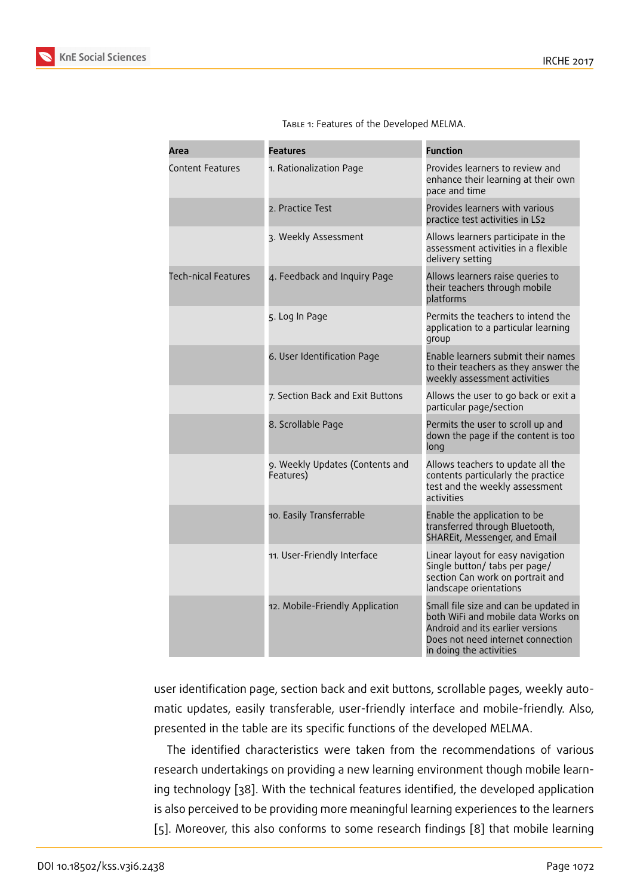Table 1: Features of the Developed MELMA.

| Area | Features | Function |
|---|---|---|
| Content Features | 1. Rationalization Page | Provides learners to review and enhance their learning at their own pace and time |
| | 2. Practice Test | Provides learners with various practice test activities in LS2 |
| | 3. Weekly Assessment | Allows learners participate in the assessment activities in a flexible delivery setting |
| Tech-nical Features | 4. Feedback and Inquiry Page | Allows learners raise queries to their teachers through mobile platforms |
| | 5. Log In Page | Permits the teachers to intend the application to a particular learning group |
| | 6. User Identification Page | Enable learners submit their names to their teachers as they answer the weekly assessment activities |
| | 7. Section Back and Exit Buttons | Allows the user to go back or exit a particular page/section |
| | 8. Scrollable Page | Permits the user to scroll up and down the page if the content is too long |
| | 9. Weekly Updates (Contents and Features) | Allows teachers to update all the contents particularly the practice test and the weekly assessment activities |
| | 10. Easily Transferrable | Enable the application to be transferred through Bluetooth, SHAREit, Messenger, and Email |
| | 11. User-Friendly Interface | Linear layout for easy navigation Single button/ tabs per page/ section Can work on portrait and landscape orientations |
| | 12. Mobile-Friendly Application | Small file size and can be updated in both WiFi and mobile data Works on Android and its earlier versions Does not need internet connection in doing the activities |

user identification page, section back and exit buttons, scrollable pages, weekly automatic updates, easily transferable, user-friendly interface and mobile-friendly. Also, presented in the table are its specific functions of the developed MELMA.

The identified characteristics were taken from the recommendations of various research undertakings on providing a new learning environment though mobile learning technology [38]. With the technical features identified, the developed application is also perceived to be providing more meaningful learning experiences to the learners [5]. Moreover, this also conforms to some research findings [8] that mobile learning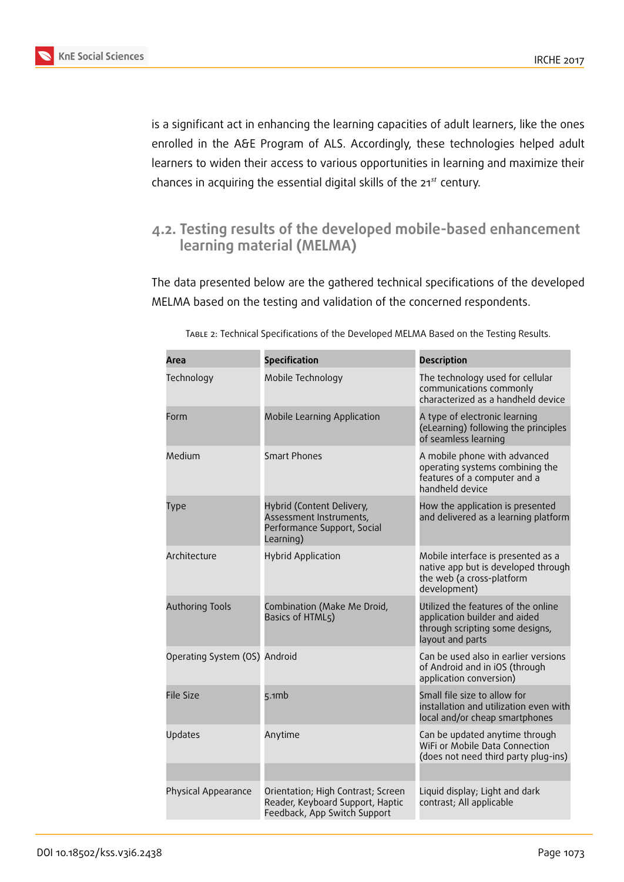is a significant act in enhancing the learning capacities of adult learners, like the ones enrolled in the A&E Program of ALS. Accordingly, these technologies helped adult learners to widen their access to various opportunities in learning and maximize their chances in acquiring the essential digital skills of the 21st century.

## 4.2. Testing results of the developed mobile-based enhancement learning material (MELMA)

The data presented below are the gathered technical specifications of the developed MELMA based on the testing and validation of the concerned respondents.

Table 2: Technical Specifications of the Developed MELMA Based on the Testing Results.

| Area | Specification | Description |
|---|---|---|
| Technology | Mobile Technology | The technology used for cellular communications commonly characterized as a handheld device |
| Form | Mobile Learning Application | A type of electronic learning (eLearning) following the principles of seamless learning |
| Medium | Smart Phones | A mobile phone with advanced operating systems combining the features of a computer and a handheld device |
| Type | Hybrid (Content Delivery, Assessment Instruments, Performance Support, Social Learning) | How the application is presented and delivered as a learning platform |
| Architecture | Hybrid Application | Mobile interface is presented as a native app but is developed through the web (a cross-platform development) |
| Authoring Tools | Combination (Make Me Droid, Basics of HTML5) | Utilized the features of the online application builder and aided through scripting some designs, layout and parts |
| Operating System (OS) | Android | Can be used also in earlier versions of Android and in iOS (through application conversion) |
| File Size | 5.1mb | Small file size to allow for installation and utilization even with local and/or cheap smartphones |
| Updates | Anytime | Can be updated anytime through WiFi or Mobile Data Connection (does not need third party plug-ins) |
| | | |
| Physical Appearance | Orientation; High Contrast; Screen Reader, Keyboard Support, Haptic Feedback, App Switch Support | Liquid display; Light and dark contrast; All applicable |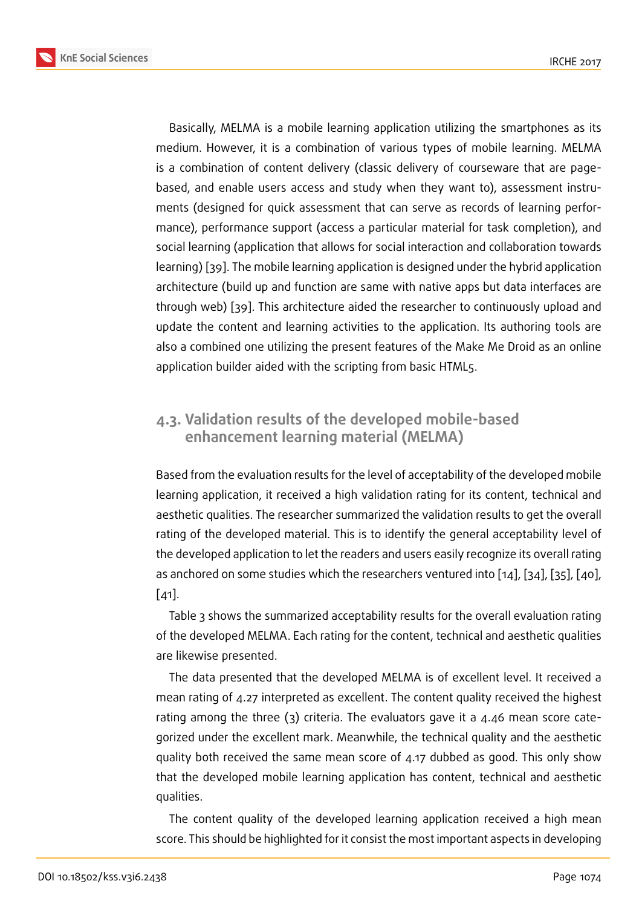Basically, MELMA is a mobile learning application utilizing the smartphones as its medium. However, it is a combination of various types of mobile learning. MELMA is a combination of content delivery (classic delivery of courseware that are page-based, and enable users access and study when they want to), assessment instruments (designed for quick assessment that can serve as records of learning performance), performance support (access a particular material for task completion), and social learning (application that allows for social interaction and collaboration towards learning) [39]. The mobile learning application is designed under the hybrid application architecture (build up and function are same with native apps but data interfaces are through web) [39]. This architecture aided the researcher to continuously upload and update the content and learning activities to the application. Its authoring tools are also a combined one utilizing the present features of the Make Me Droid as an online application builder aided with the scripting from basic HTML5.

## 4.3. Validation results of the developed mobile-based enhancement learning material (MELMA)

Based from the evaluation results for the level of acceptability of the developed mobile learning application, it received a high validation rating for its content, technical and aesthetic qualities. The researcher summarized the validation results to get the overall rating of the developed material. This is to identify the general acceptability level of the developed application to let the readers and users easily recognize its overall rating as anchored on some studies which the researchers ventured into [14], [34], [35], [40], [41].

Table 3 shows the summarized acceptability results for the overall evaluation rating of the developed MELMA. Each rating for the content, technical and aesthetic qualities are likewise presented.

The data presented that the developed MELMA is of excellent level. It received a mean rating of 4.27 interpreted as excellent. The content quality received the highest rating among the three (3) criteria. The evaluators gave it a 4.46 mean score categorized under the excellent mark. Meanwhile, the technical quality and the aesthetic quality both received the same mean score of 4.17 dubbed as good. This only show that the developed mobile learning application has content, technical and aesthetic qualities.

The content quality of the developed learning application received a high mean score. This should be highlighted for it consist the most important aspects in developing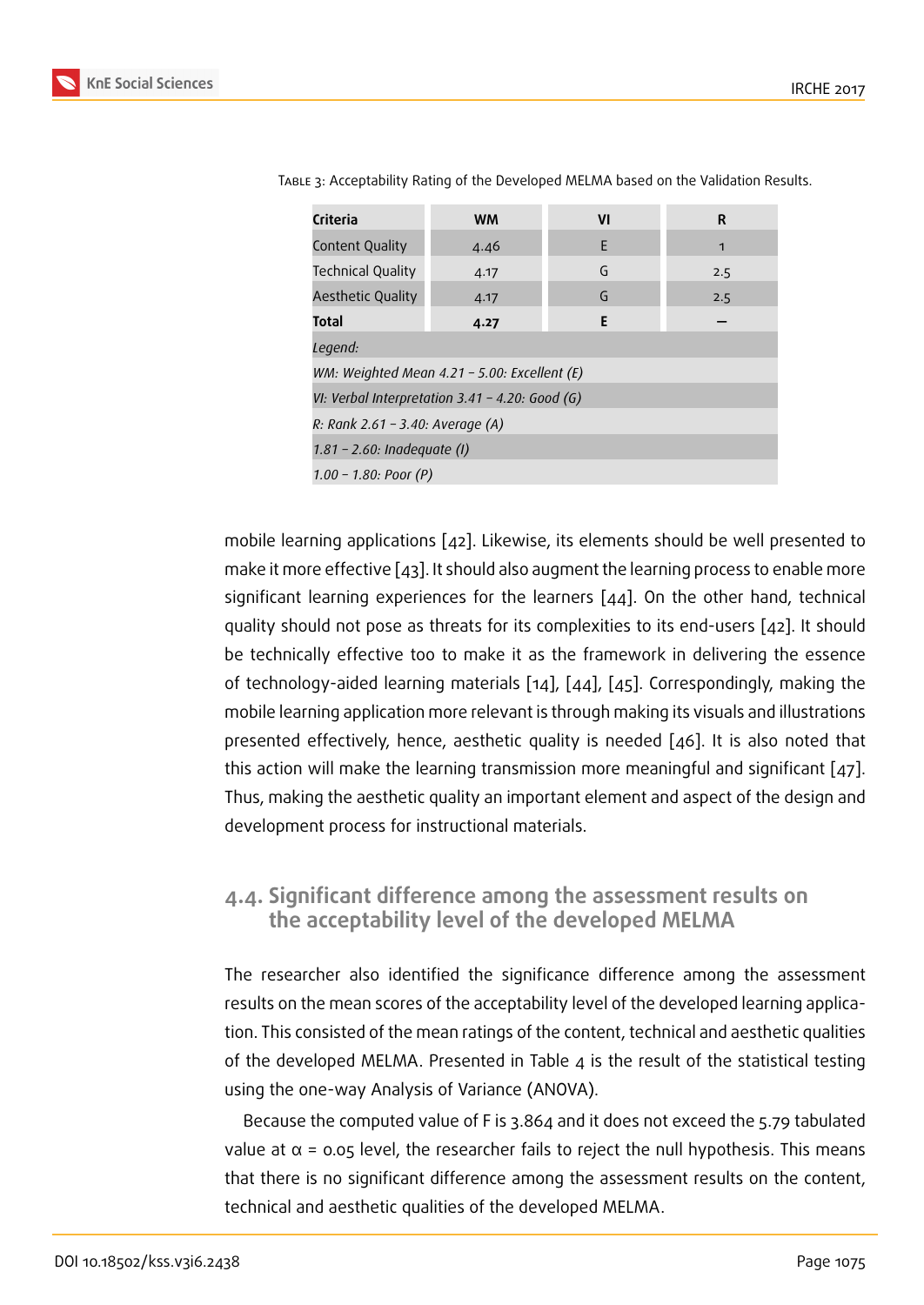Table 3: Acceptability Rating of the Developed MELMA based on the Validation Results.

| Criteria | WM | VI | R |
|---|---|---|---|
| Content Quality | 4.46 | E | 1 |
| Technical Quality | 4.17 | G | 2.5 |
| Aesthetic Quality | 4.17 | G | 2.5 |
| **Total** | **4.27** | **E** | – |
| *Legend:* | | | |
| *WM: Weighted Mean 4.21 – 5.00: Excellent (E)* | | | |
| *VI: Verbal Interpretation 3.41 – 4.20: Good (G)* | | | |
| *R: Rank 2.61 – 3.40: Average (A)* | | | |
| *1.81 – 2.60: Inadequate (I)* | | | |
| *1.00 – 1.80: Poor (P)* | | | |

mobile learning applications [42]. Likewise, its elements should be well presented to make it more effective [43]. It should also augment the learning process to enable more significant learning experiences for the learners [44]. On the other hand, technical quality should not pose as threats for its complexities to its end-users [42]. It should be technically effective too to make it as the framework in delivering the essence of technology-aided learning materials [14], [44], [45]. Correspondingly, making the mobile learning application more relevant is through making its visuals and illustrations presented effectively, hence, aesthetic quality is needed [46]. It is also noted that this action will make the learning transmission more meaningful and significant [47]. Thus, making the aesthetic quality an important element and aspect of the design and development process for instructional materials.

## 4.4. Significant difference among the assessment results on the acceptability level of the developed MELMA

The researcher also identified the significance difference among the assessment results on the mean scores of the acceptability level of the developed learning application. This consisted of the mean ratings of the content, technical and aesthetic qualities of the developed MELMA. Presented in Table 4 is the result of the statistical testing using the one-way Analysis of Variance (ANOVA).

Because the computed value of F is 3.864 and it does not exceed the 5.79 tabulated value at $\alpha$ = 0.05 level, the researcher fails to reject the null hypothesis. This means that there is no significant difference among the assessment results on the content, technical and aesthetic qualities of the developed MELMA.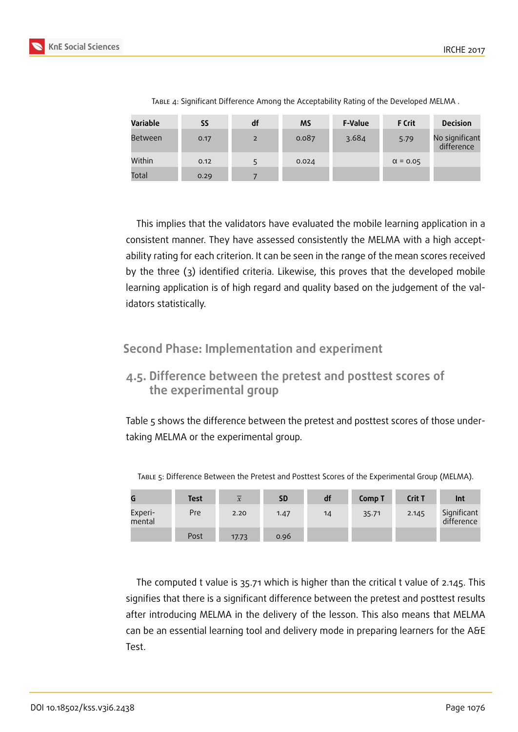Table 4: Significant Difference Among the Acceptability Rating of the Developed MELMA .

| Variable | SS | df | MS | F-Value | F Crit | Decision |
|---|---|---|---|---|---|---|
| Between | 0.17 | 2 | 0.087 | 3.684 | 5.79 | No significant difference |
| Within | 0.12 | 5 | 0.024 | | $\alpha = 0.05$ | |
| Total | 0.29 | 7 | | | | |

This implies that the validators have evaluated the mobile learning application in a consistent manner. They have assessed consistently the MELMA with a high acceptability rating for each criterion. It can be seen in the range of the mean scores received by the three (3) identified criteria. Likewise, this proves that the developed mobile learning application is of high regard and quality based on the judgement of the validators statistically.

## Second Phase: Implementation and experiment

### 4.5. Difference between the pretest and posttest scores of the experimental group

Table 5 shows the difference between the pretest and posttest scores of those undertaking MELMA or the experimental group.

Table 5: Difference Between the Pretest and Posttest Scores of the Experimental Group (MELMA).

| G | Test | $\bar{x}$ | SD | df | Comp T | Crit T | Int |
|---|---|---|---|---|---|---|---|
| Experi-mental | Pre | 2.20 | 1.47 | 14 | 35.71 | 2.145 | Significant difference |
| | Post | 17.73 | 0.96 | | | | |

The computed t value is 35.71 which is higher than the critical t value of 2.145. This signifies that there is a significant difference between the pretest and posttest results after introducing MELMA in the delivery of the lesson. This also means that MELMA can be an essential learning tool and delivery mode in preparing learners for the A&E Test.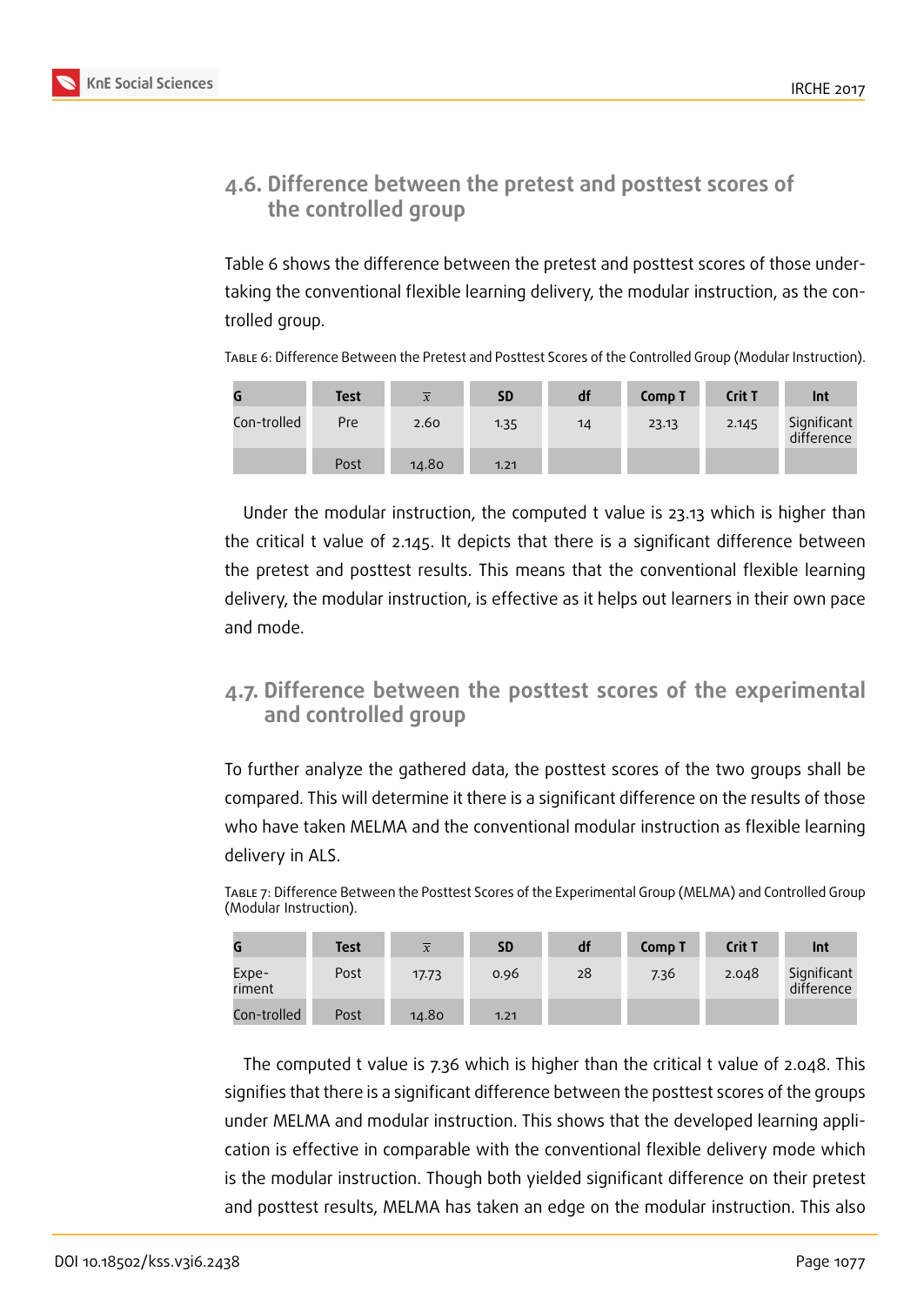### 4.6. Difference between the pretest and posttest scores of the controlled group

Table 6 shows the difference between the pretest and posttest scores of those undertaking the conventional flexible learning delivery, the modular instruction, as the controlled group.

Table 6: Difference Between the Pretest and Posttest Scores of the Controlled Group (Modular Instruction).

| G | Test | $\bar{x}$ | SD | df | Comp T | Crit T | Int |
|---|---|---|---|---|---|---|---|
| Con-trolled | Pre | 2.60 | 1.35 | 14 | 23.13 | 2.145 | Significant difference |
| | Post | 14.80 | 1.21 | | | | |

Under the modular instruction, the computed t value is 23.13 which is higher than the critical t value of 2.145. It depicts that there is a significant difference between the pretest and posttest results. This means that the conventional flexible learning delivery, the modular instruction, is effective as it helps out learners in their own pace and mode.

### 4.7. Difference between the posttest scores of the experimental and controlled group

To further analyze the gathered data, the posttest scores of the two groups shall be compared. This will determine it there is a significant difference on the results of those who have taken MELMA and the conventional modular instruction as flexible learning delivery in ALS.

Table 7: Difference Between the Posttest Scores of the Experimental Group (MELMA) and Controlled Group (Modular Instruction).

| G | Test | $\bar{x}$ | SD | df | Comp T | Crit T | Int |
|---|---|---|---|---|---|---|---|
| Expe-riment | Post | 17.73 | 0.96 | 28 | 7.36 | 2.048 | Significant difference |
| Con-trolled | Post | 14.80 | 1.21 | | | | |

The computed t value is 7.36 which is higher than the critical t value of 2.048. This signifies that there is a significant difference between the posttest scores of the groups under MELMA and modular instruction. This shows that the developed learning application is effective in comparable with the conventional flexible delivery mode which is the modular instruction. Though both yielded significant difference on their pretest and posttest results, MELMA has taken an edge on the modular instruction. This also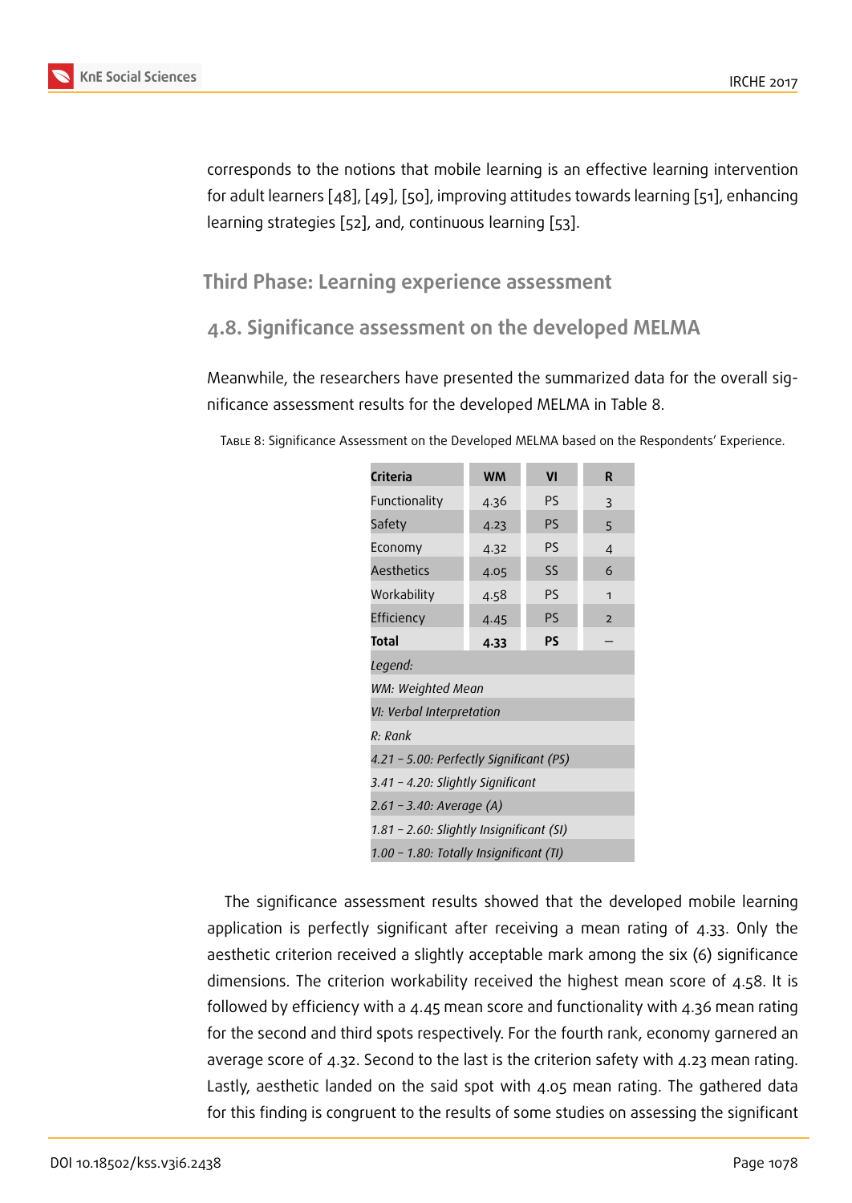corresponds to the notions that mobile learning is an effective learning intervention for adult learners [48], [49], [50], improving attitudes towards learning [51], enhancing learning strategies [52], and, continuous learning [53].

## Third Phase: Learning experience assessment

### 4.8. Significance assessment on the developed MELMA

Meanwhile, the researchers have presented the summarized data for the overall significance assessment results for the developed MELMA in Table 8.

Table 8: Significance Assessment on the Developed MELMA based on the Respondents' Experience.

| Criteria | WM | VI | R |
|---|---|---|---|
| Functionality | 4.36 | PS | 3 |
| Safety | 4.23 | PS | 5 |
| Economy | 4.32 | PS | 4 |
| Aesthetics | 4.05 | SS | 6 |
| Workability | 4.58 | PS | 1 |
| Efficiency | 4.45 | PS | 2 |
| **Total** | **4.33** | **PS** | – |
| *Legend:* | | | |
| *WM: Weighted Mean* | | | |
| *VI: Verbal Interpretation* | | | |
| *R: Rank* | | | |
| *4.21 – 5.00: Perfectly Significant (PS)* | | | |
| *3.41 – 4.20: Slightly Significant* | | | |
| *2.61 – 3.40: Average (A)* | | | |
| *1.81 – 2.60: Slightly Insignificant (SI)* | | | |
| *1.00 – 1.80: Totally Insignificant (TI)* | | | |

The significance assessment results showed that the developed mobile learning application is perfectly significant after receiving a mean rating of 4.33. Only the aesthetic criterion received a slightly acceptable mark among the six (6) significance dimensions. The criterion workability received the highest mean score of 4.58. It is followed by efficiency with a 4.45 mean score and functionality with 4.36 mean rating for the second and third spots respectively. For the fourth rank, economy garnered an average score of 4.32. Second to the last is the criterion safety with 4.23 mean rating. Lastly, aesthetic landed on the said spot with 4.05 mean rating. The gathered data for this finding is congruent to the results of some studies on assessing the significant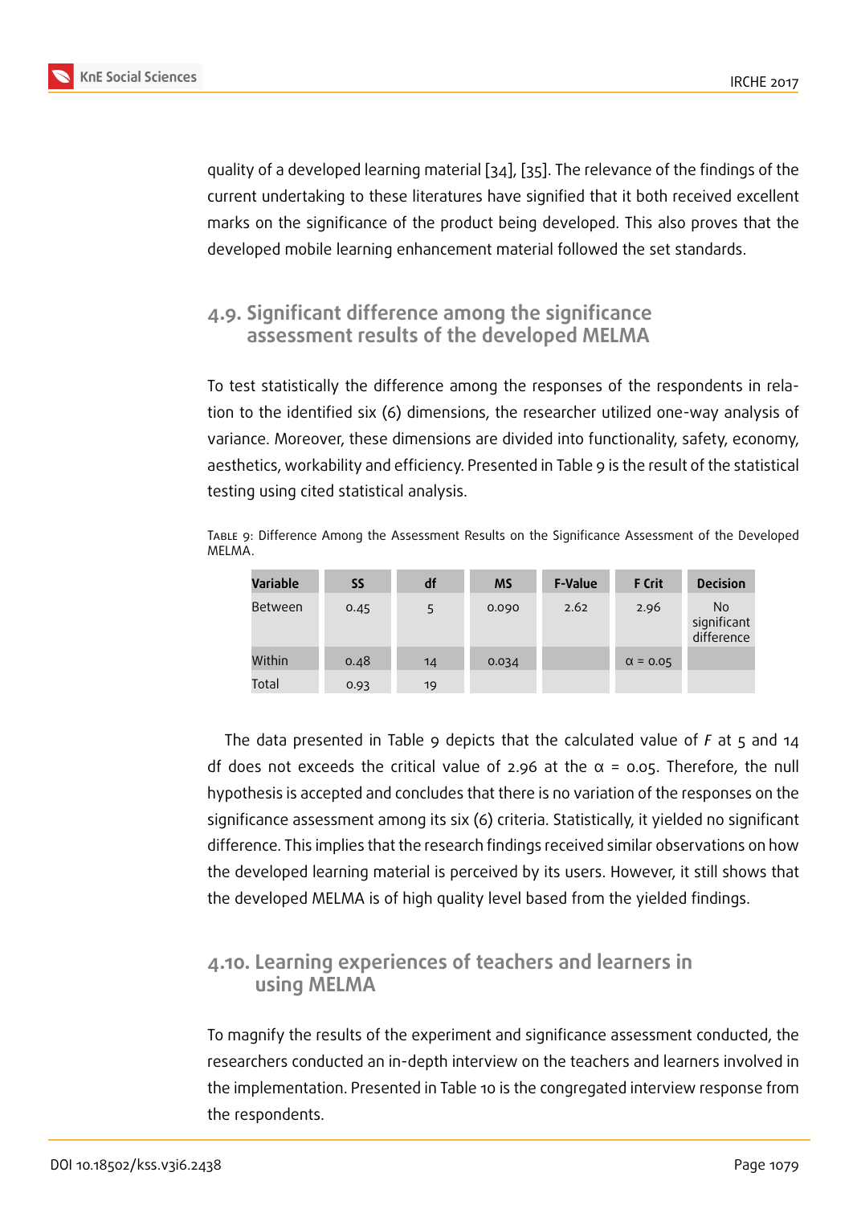quality of a developed learning material [34], [35]. The relevance of the findings of the current undertaking to these literatures have signified that it both received excellent marks on the significance of the product being developed. This also proves that the developed mobile learning enhancement material followed the set standards.

### 4.9. Significant difference among the significance assessment results of the developed MELMA

To test statistically the difference among the responses of the respondents in relation to the identified six (6) dimensions, the researcher utilized one-way analysis of variance. Moreover, these dimensions are divided into functionality, safety, economy, aesthetics, workability and efficiency. Presented in Table 9 is the result of the statistical testing using cited statistical analysis.

Table 9: Difference Among the Assessment Results on the Significance Assessment of the Developed MELMA.

| Variable | SS | df | MS | F-Value | F Crit | Decision |
|---|---|---|---|---|---|---|
| Between | 0.45 | 5 | 0.090 | 2.62 | 2.96 | No significant difference |
| Within | 0.48 | 14 | 0.034 | | $\alpha$ = 0.05 | |
| Total | 0.93 | 19 | | | | |

The data presented in Table 9 depicts that the calculated value of *F* at 5 and 14 df does not exceeds the critical value of 2.96 at the $\alpha$ = 0.05. Therefore, the null hypothesis is accepted and concludes that there is no variation of the responses on the significance assessment among its six (6) criteria. Statistically, it yielded no significant difference. This implies that the research findings received similar observations on how the developed learning material is perceived by its users. However, it still shows that the developed MELMA is of high quality level based from the yielded findings.

### 4.10. Learning experiences of teachers and learners in using MELMA

To magnify the results of the experiment and significance assessment conducted, the researchers conducted an in-depth interview on the teachers and learners involved in the implementation. Presented in Table 10 is the congregated interview response from the respondents.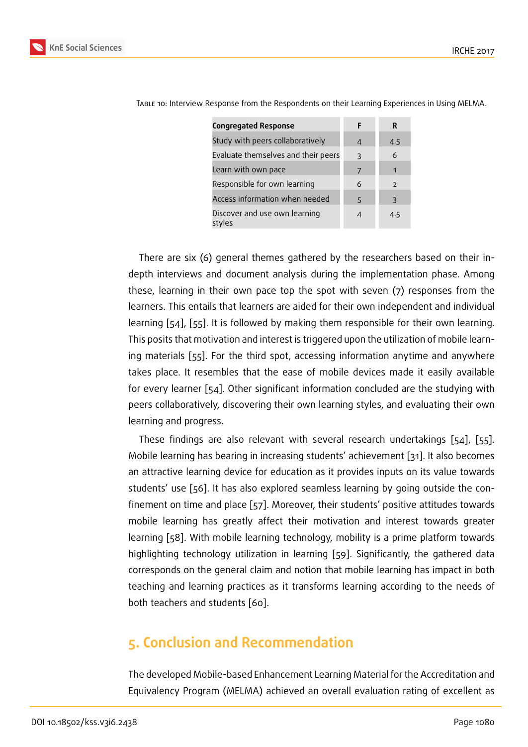Table 10: Interview Response from the Respondents on their Learning Experiences in Using MELMA.

| Congregated Response | F | R |
|---|---|---|
| Study with peers collaboratively | 4 | 4.5 |
| Evaluate themselves and their peers | 3 | 6 |
| Learn with own pace | 7 | 1 |
| Responsible for own learning | 6 | 2 |
| Access information when needed | 5 | 3 |
| Discover and use own learning styles | 4 | 4.5 |

There are six (6) general themes gathered by the researchers based on their in-depth interviews and document analysis during the implementation phase. Among these, learning in their own pace top the spot with seven (7) responses from the learners. This entails that learners are aided for their own independent and individual learning [54], [55]. It is followed by making them responsible for their own learning. This posits that motivation and interest is triggered upon the utilization of mobile learning materials [55]. For the third spot, accessing information anytime and anywhere takes place. It resembles that the ease of mobile devices made it easily available for every learner [54]. Other significant information concluded are the studying with peers collaboratively, discovering their own learning styles, and evaluating their own learning and progress.

These findings are also relevant with several research undertakings [54], [55]. Mobile learning has bearing in increasing students' achievement [31]. It also becomes an attractive learning device for education as it provides inputs on its value towards students' use [56]. It has also explored seamless learning by going outside the confinement on time and place [57]. Moreover, their students' positive attitudes towards mobile learning has greatly affect their motivation and interest towards greater learning [58]. With mobile learning technology, mobility is a prime platform towards highlighting technology utilization in learning [59]. Significantly, the gathered data corresponds on the general claim and notion that mobile learning has impact in both teaching and learning practices as it transforms learning according to the needs of both teachers and students [60].

## 5. Conclusion and Recommendation

The developed Mobile-based Enhancement Learning Material for the Accreditation and Equivalency Program (MELMA) achieved an overall evaluation rating of excellent as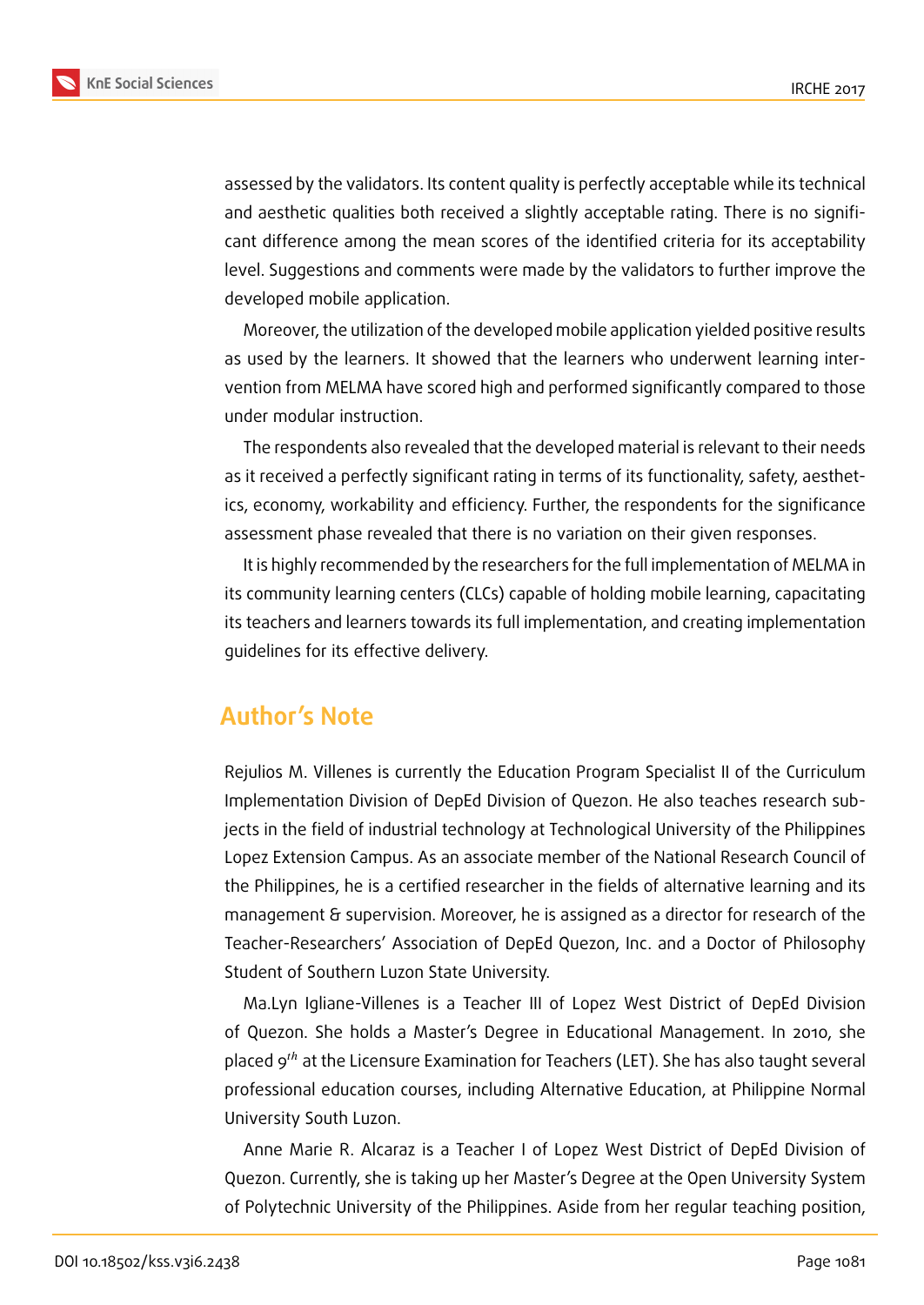assessed by the validators. Its content quality is perfectly acceptable while its technical and aesthetic qualities both received a slightly acceptable rating. There is no significant difference among the mean scores of the identified criteria for its acceptability level. Suggestions and comments were made by the validators to further improve the developed mobile application.

Moreover, the utilization of the developed mobile application yielded positive results as used by the learners. It showed that the learners who underwent learning intervention from MELMA have scored high and performed significantly compared to those under modular instruction.

The respondents also revealed that the developed material is relevant to their needs as it received a perfectly significant rating in terms of its functionality, safety, aesthetics, economy, workability and efficiency. Further, the respondents for the significance assessment phase revealed that there is no variation on their given responses.

It is highly recommended by the researchers for the full implementation of MELMA in its community learning centers (CLCs) capable of holding mobile learning, capacitating its teachers and learners towards its full implementation, and creating implementation guidelines for its effective delivery.

## Author's Note

Rejulios M. Villenes is currently the Education Program Specialist II of the Curriculum Implementation Division of DepEd Division of Quezon. He also teaches research subjects in the field of industrial technology at Technological University of the Philippines Lopez Extension Campus. As an associate member of the National Research Council of the Philippines, he is a certified researcher in the fields of alternative learning and its management & supervision. Moreover, he is assigned as a director for research of the Teacher-Researchers' Association of DepEd Quezon, Inc. and a Doctor of Philosophy Student of Southern Luzon State University.

Ma.Lyn Igliane-Villenes is a Teacher III of Lopez West District of DepEd Division of Quezon. She holds a Master's Degree in Educational Management. In 2010, she placed 9th at the Licensure Examination for Teachers (LET). She has also taught several professional education courses, including Alternative Education, at Philippine Normal University South Luzon.

Anne Marie R. Alcaraz is a Teacher I of Lopez West District of DepEd Division of Quezon. Currently, she is taking up her Master's Degree at the Open University System of Polytechnic University of the Philippines. Aside from her regular teaching position,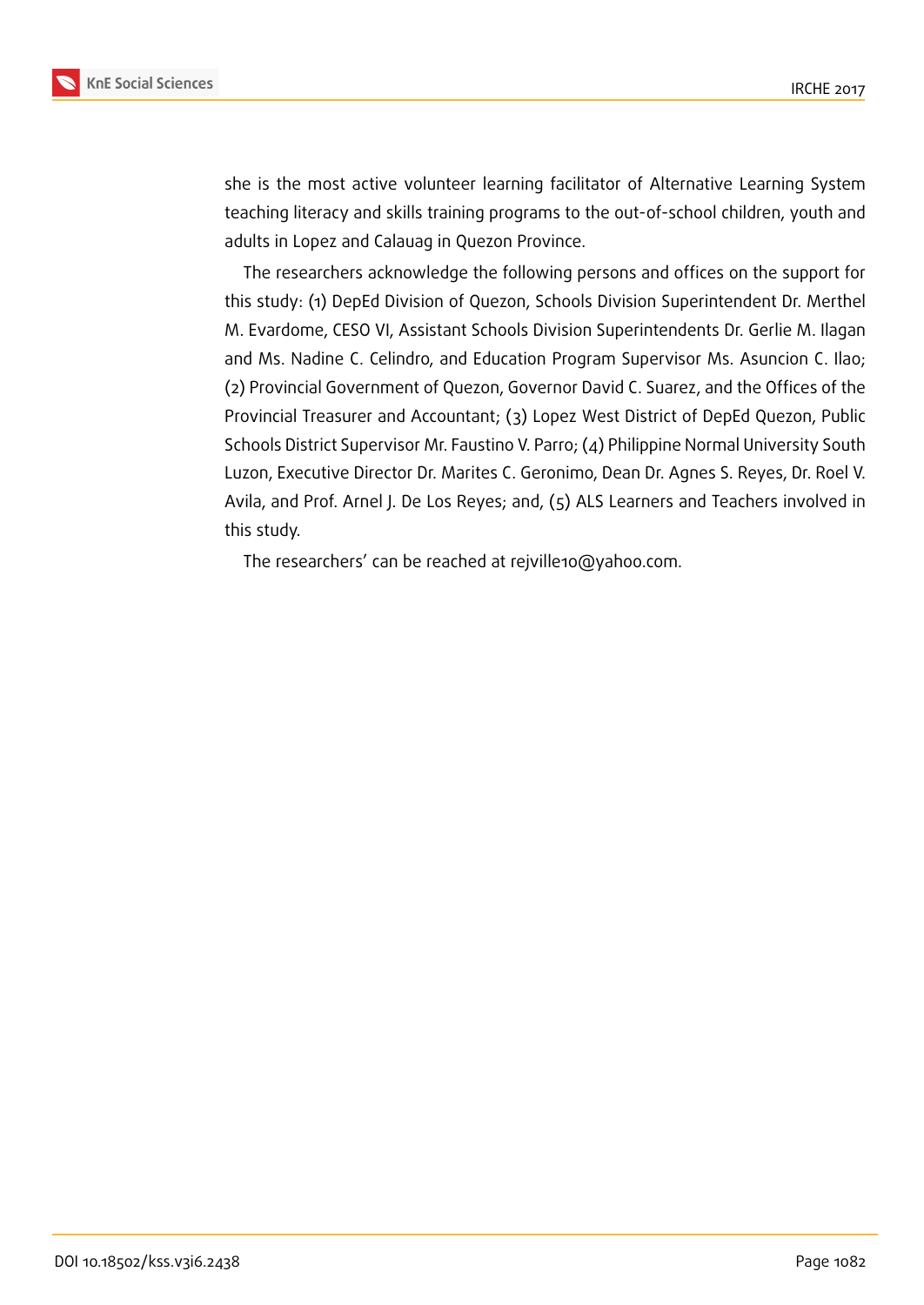she is the most active volunteer learning facilitator of Alternative Learning System teaching literacy and skills training programs to the out-of-school children, youth and adults in Lopez and Calauag in Quezon Province.

The researchers acknowledge the following persons and offices on the support for this study: (1) DepEd Division of Quezon, Schools Division Superintendent Dr. Merthel M. Evardome, CESO VI, Assistant Schools Division Superintendents Dr. Gerlie M. Ilagan and Ms. Nadine C. Celindro, and Education Program Supervisor Ms. Asuncion C. Ilao; (2) Provincial Government of Quezon, Governor David C. Suarez, and the Offices of the Provincial Treasurer and Accountant; (3) Lopez West District of DepEd Quezon, Public Schools District Supervisor Mr. Faustino V. Parro; (4) Philippine Normal University South Luzon, Executive Director Dr. Marites C. Geronimo, Dean Dr. Agnes S. Reyes, Dr. Roel V. Avila, and Prof. Arnel J. De Los Reyes; and, (5) ALS Learners and Teachers involved in this study.

The researchers' can be reached at rejville10@yahoo.com.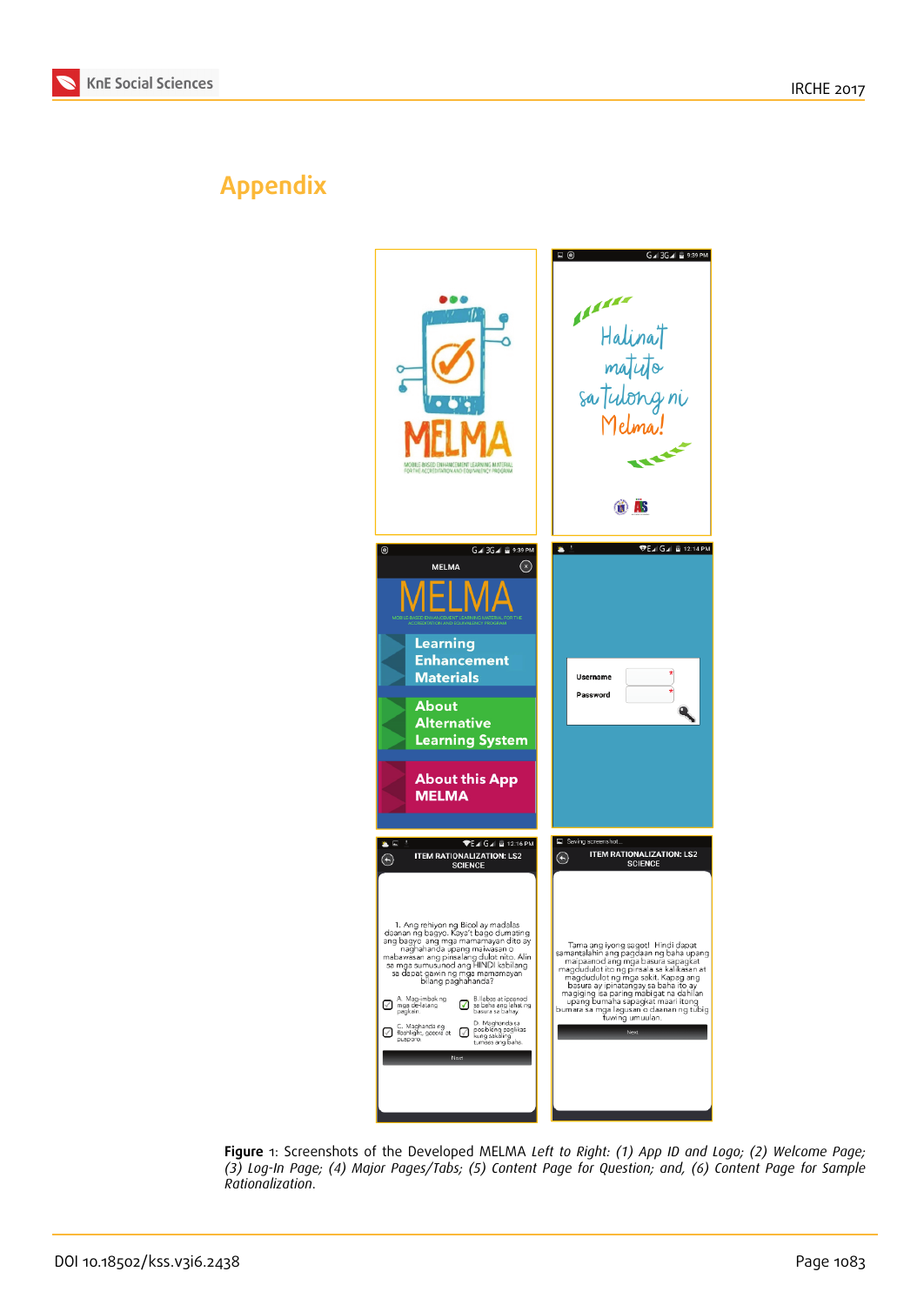# Appendix

**Figure** 1: Screenshots of the Developed MELMA *Left to Right: (1) App ID and Logo; (2) Welcome Page; (3) Log-In Page; (4) Major Pages/Tabs; (5) Content Page for Question; and, (6) Content Page for Sample Rationalization.*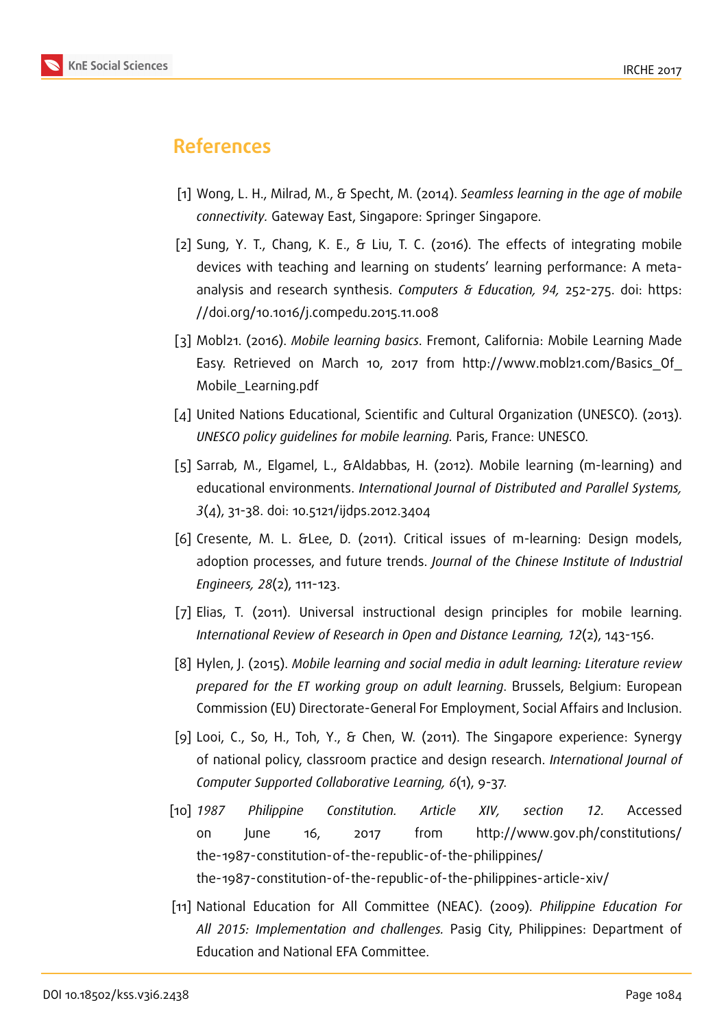## References

[1] Wong, L. H., Milrad, M., & Specht, M. (2014). *Seamless learning in the age of mobile connectivity*. Gateway East, Singapore: Springer Singapore.

[2] Sung, Y. T., Chang, K. E., & Liu, T. C. (2016). The effects of integrating mobile devices with teaching and learning on students' learning performance: A meta-analysis and research synthesis. *Computers & Education, 94,* 252-275. doi: https://doi.org/10.1016/j.compedu.2015.11.008

[3] Mobl21. (2016). *Mobile learning basics*. Fremont, California: Mobile Learning Made Easy. Retrieved on March 10, 2017 from http://www.mobl21.com/Basics_Of_Mobile_Learning.pdf

[4] United Nations Educational, Scientific and Cultural Organization (UNESCO). (2013). *UNESCO policy guidelines for mobile learning.* Paris, France: UNESCO.

[5] Sarrab, M., Elgamel, L., &Aldabbas, H. (2012). Mobile learning (m-learning) and educational environments. *International Journal of Distributed and Parallel Systems, 3*(4), 31-38. doi: 10.5121/ijdps.2012.3404

[6] Cresente, M. L. &Lee, D. (2011). Critical issues of m-learning: Design models, adoption processes, and future trends. *Journal of the Chinese Institute of Industrial Engineers, 28*(2), 111-123.

[7] Elias, T. (2011). Universal instructional design principles for mobile learning. *International Review of Research in Open and Distance Learning, 12*(2), 143-156.

[8] Hylen, J. (2015). *Mobile learning and social media in adult learning: Literature review prepared for the ET working group on adult learning*. Brussels, Belgium: European Commission (EU) Directorate-General For Employment, Social Affairs and Inclusion.

[9] Looi, C., So, H., Toh, Y., & Chen, W. (2011). The Singapore experience: Synergy of national policy, classroom practice and design research. *International Journal of Computer Supported Collaborative Learning, 6*(1), 9-37.

[10] *1987 Philippine Constitution. Article XIV, section 12.* Accessed on June 16, 2017 from http://www.gov.ph/constitutions/the-1987-constitution-of-the-republic-of-the-philippines/the-1987-constitution-of-the-republic-of-the-philippines-article-xiv/

[11] National Education for All Committee (NEAC). (2009). *Philippine Education For All 2015: Implementation and challenges.* Pasig City, Philippines: Department of Education and National EFA Committee.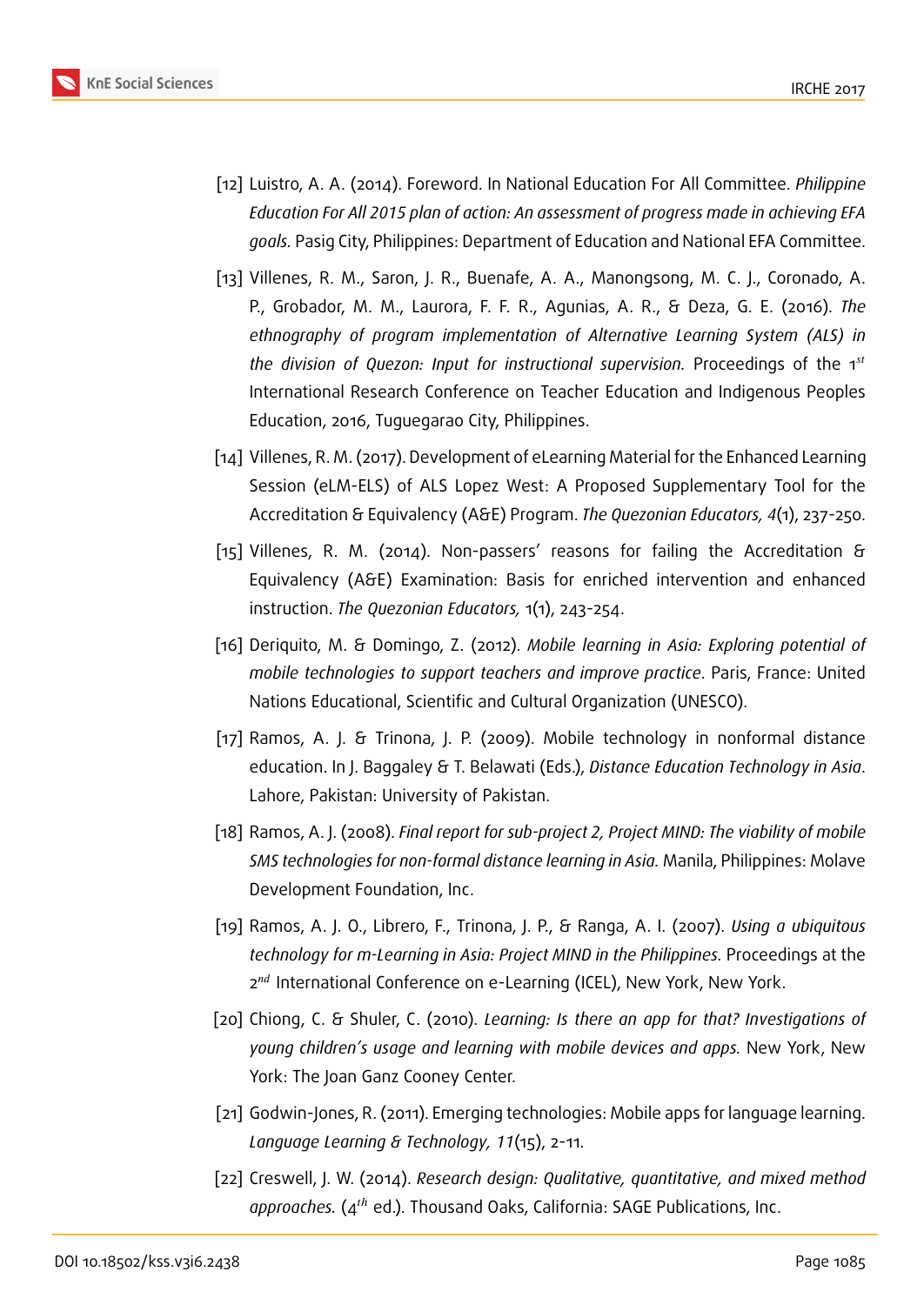[12] Luistro, A. A. (2014). Foreword. In National Education For All Committee. *Philippine Education For All 2015 plan of action: An assessment of progress made in achieving EFA goals.* Pasig City, Philippines: Department of Education and National EFA Committee.

[13] Villenes, R. M., Saron, J. R., Buenafe, A. A., Manongsong, M. C. J., Coronado, A. P., Grobador, M. M., Laurora, F. F. R., Agunias, A. R., & Deza, G. E. (2016). *The ethnography of program implementation of Alternative Learning System (ALS) in the division of Quezon: Input for instructional supervision.* Proceedings of the 1st International Research Conference on Teacher Education and Indigenous Peoples Education, 2016, Tuguegarao City, Philippines.

[14] Villenes, R. M. (2017). Development of eLearning Material for the Enhanced Learning Session (eLM-ELS) of ALS Lopez West: A Proposed Supplementary Tool for the Accreditation & Equivalency (A&E) Program. *The Quezonian Educators, 4*(1), 237-250.

[15] Villenes, R. M. (2014). Non-passers' reasons for failing the Accreditation & Equivalency (A&E) Examination: Basis for enriched intervention and enhanced instruction. *The Quezonian Educators,* 1(1), 243-254.

[16] Deriquito, M. & Domingo, Z. (2012). *Mobile learning in Asia: Exploring potential of mobile technologies to support teachers and improve practice*. Paris, France: United Nations Educational, Scientific and Cultural Organization (UNESCO).

[17] Ramos, A. J. & Trinona, J. P. (2009). Mobile technology in nonformal distance education. In J. Baggaley & T. Belawati (Eds.), *Distance Education Technology in Asia*. Lahore, Pakistan: University of Pakistan.

[18] Ramos, A. J. (2008). *Final report for sub-project 2, Project MIND: The viability of mobile SMS technologies for non-formal distance learning in Asia.* Manila, Philippines: Molave Development Foundation, Inc.

[19] Ramos, A. J. O., Librero, F., Trinona, J. P., & Ranga, A. I. (2007). *Using a ubiquitous technology for m-Learning in Asia: Project MIND in the Philippines.* Proceedings at the 2nd International Conference on e-Learning (ICEL), New York, New York.

[20] Chiong, C. & Shuler, C. (2010). *Learning: Is there an app for that? Investigations of young children's usage and learning with mobile devices and apps.* New York, New York: The Joan Ganz Cooney Center.

[21] Godwin-Jones, R. (2011). Emerging technologies: Mobile apps for language learning. *Language Learning & Technology, 11*(15), 2-11.

[22] Creswell, J. W. (2014). *Research design: Qualitative, quantitative, and mixed method approaches.* (4th ed.). Thousand Oaks, California: SAGE Publications, Inc.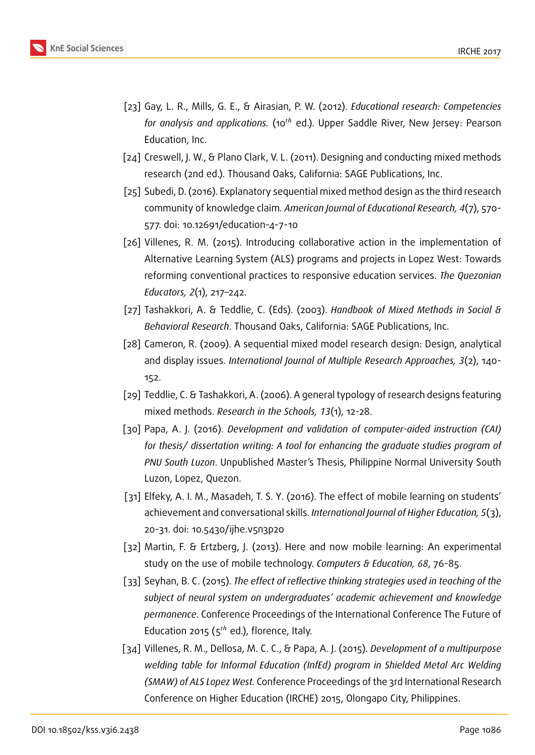[23] Gay, L. R., Mills, G. E., & Airasian, P. W. (2012). *Educational research: Competencies for analysis and applications.* (10th ed.). Upper Saddle River, New Jersey: Pearson Education, Inc.

[24] Creswell, J. W., & Plano Clark, V. L. (2011). Designing and conducting mixed methods research (2nd ed.). Thousand Oaks, California: SAGE Publications, Inc.

[25] Subedi, D. (2016). Explanatory sequential mixed method design as the third research community of knowledge claim. *American Journal of Educational Research, 4*(7), 570-577. doi: 10.12691/education-4-7-10

[26] Villenes, R. M. (2015). Introducing collaborative action in the implementation of Alternative Learning System (ALS) programs and projects in Lopez West: Towards reforming conventional practices to responsive education services. *The Quezonian Educators, 2*(1), 217–242.

[27] Tashakkori, A. & Teddlie, C. (Eds). (2003). *Handbook of Mixed Methods in Social & Behavioral Research*. Thousand Oaks, California: SAGE Publications, Inc.

[28] Cameron, R. (2009). A sequential mixed model research design: Design, analytical and display issues. *International Journal of Multiple Research Approaches, 3*(2), 140-152.

[29] Teddlie, C. & Tashakkori, A. (2006). A general typology of research designs featuring mixed methods. *Research in the Schools, 13*(1), 12-28.

[30] Papa, A. J. (2016). *Development and validation of computer-aided instruction (CAI) for thesis/ dissertation writing: A tool for enhancing the graduate studies program of PNU South Luzon*. Unpublished Master's Thesis, Philippine Normal University South Luzon, Lopez, Quezon.

[31] Elfeky, A. I. M., Masadeh, T. S. Y. (2016). The effect of mobile learning on students' achievement and conversational skills. *International Journal of Higher Education, 5*(3), 20-31. doi: 10.5430/ijhe.v5n3p20

[32] Martin, F. & Ertzberg, J. (2013). Here and now mobile learning: An experimental study on the use of mobile technology. *Computers & Education, 68*, 76-85.

[33] Seyhan, B. C. (2015). *The effect of reflective thinking strategies used in teaching of the subject of neural system on undergraduates' academic achievement and knowledge permanence*. Conference Proceedings of the International Conference The Future of Education 2015 (5th ed.), florence, Italy.

[34] Villenes, R. M., Dellosa, M. C. C., & Papa, A. J. (2015). *Development of a multipurpose welding table for Informal Education (InfEd) program in Shielded Metal Arc Welding (SMAW) of ALS Lopez West.* Conference Proceedings of the 3rd International Research Conference on Higher Education (IRCHE) 2015, Olongapo City, Philippines.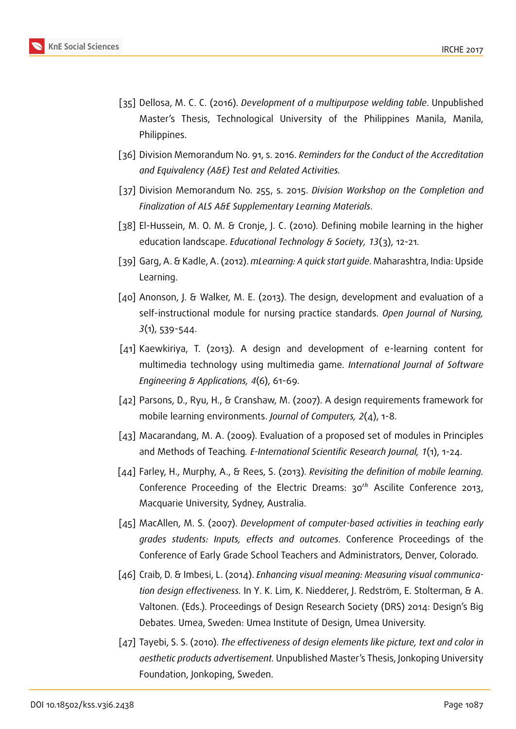[35] Dellosa, M. C. C. (2016). *Development of a multipurpose welding table*. Unpublished Master's Thesis, Technological University of the Philippines Manila, Manila, Philippines.

[36] Division Memorandum No. 91, s. 2016. *Reminders for the Conduct of the Accreditation and Equivalency (A&E) Test and Related Activities*.

[37] Division Memorandum No. 255, s. 2015. *Division Workshop on the Completion and Finalization of ALS A&E Supplementary Learning Materials*.

[38] El-Hussein, M. O. M. & Cronje, J. C. (2010). Defining mobile learning in the higher education landscape. *Educational Technology & Society, 13*(3), 12-21.

[39] Garg, A. & Kadle, A. (2012). *mLearning: A quick start guide*. Maharashtra, India: Upside Learning.

[40] Anonson, J. & Walker, M. E. (2013). The design, development and evaluation of a self-instructional module for nursing practice standards. *Open Journal of Nursing, 3*(1), 539-544.

[41] Kaewkiriya, T. (2013). A design and development of e-learning content for multimedia technology using multimedia game. *International Journal of Software Engineering & Applications, 4*(6), 61-69.

[42] Parsons, D., Ryu, H., & Cranshaw, M. (2007). A design requirements framework for mobile learning environments. *Journal of Computers, 2*(4), 1-8.

[43] Macarandang, M. A. (2009). Evaluation of a proposed set of modules in Principles and Methods of Teaching. *E-International Scientific Research Journal, 1*(1), 1-24.

[44] Farley, H., Murphy, A., & Rees, S. (2013). *Revisiting the definition of mobile learning.* Conference Proceeding of the Electric Dreams: 30th Ascilite Conference 2013, Macquarie University, Sydney, Australia.

[45] MacAllen, M. S. (2007). *Development of computer-based activities in teaching early grades students: Inputs, effects and outcomes*. Conference Proceedings of the Conference of Early Grade School Teachers and Administrators, Denver, Colorado.

[46] Craib, D. & Imbesi, L. (2014). *Enhancing visual meaning: Measuring visual communication design effectiveness.* In Y. K. Lim, K. Niedderer, J. Redström, E. Stolterman, & A. Valtonen. (Eds.). Proceedings of Design Research Society (DRS) 2014: Design's Big Debates. Umea, Sweden: Umea Institute of Design, Umea University.

[47] Tayebi, S. S. (2010). *The effectiveness of design elements like picture, text and color in aesthetic products advertisement.* Unpublished Master's Thesis, Jonkoping University Foundation, Jonkoping, Sweden.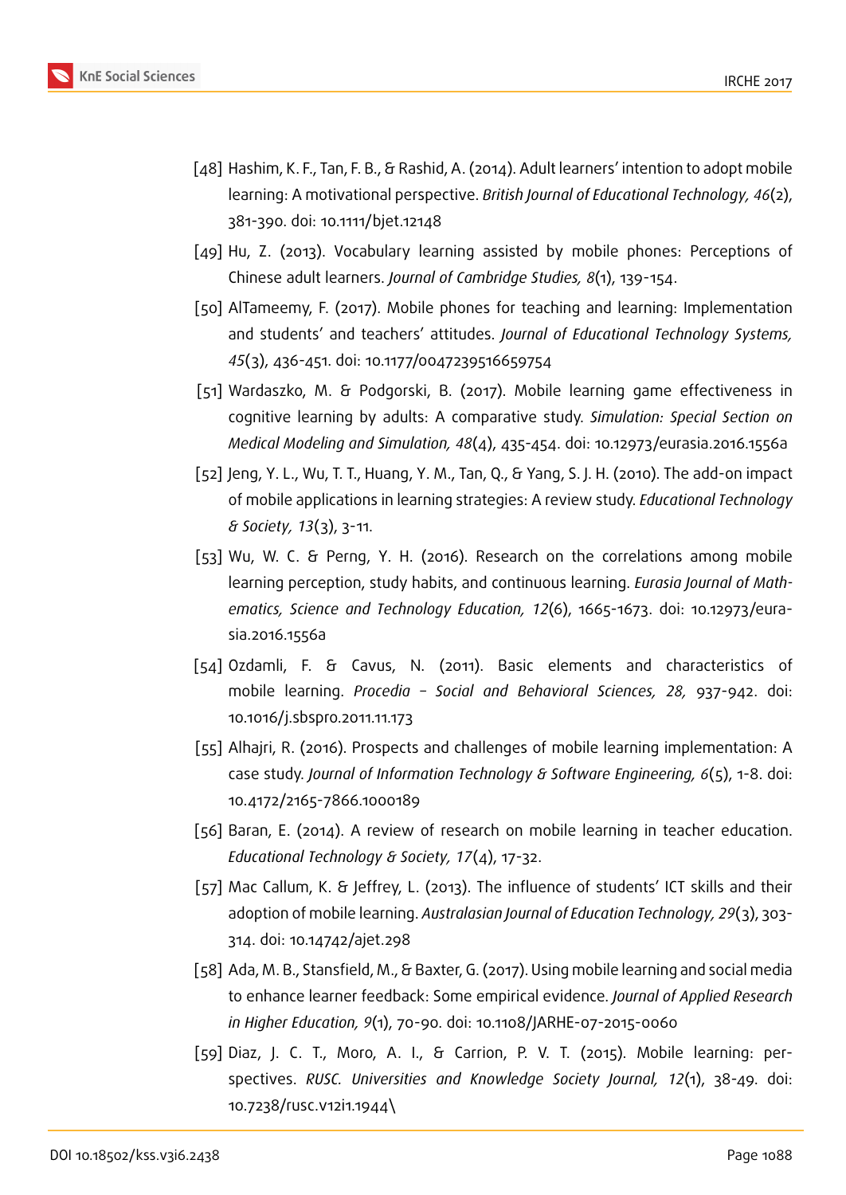[48] Hashim, K. F., Tan, F. B., & Rashid, A. (2014). Adult learners' intention to adopt mobile learning: A motivational perspective. *British Journal of Educational Technology, 46*(2), 381-390. doi: 10.1111/bjet.12148

[49] Hu, Z. (2013). Vocabulary learning assisted by mobile phones: Perceptions of Chinese adult learners. *Journal of Cambridge Studies, 8*(1), 139-154.

[50] AlTameemy, F. (2017). Mobile phones for teaching and learning: Implementation and students' and teachers' attitudes. *Journal of Educational Technology Systems, 45*(3), 436-451. doi: 10.1177/0047239516659754

[51] Wardaszko, M. & Podgorski, B. (2017). Mobile learning game effectiveness in cognitive learning by adults: A comparative study. *Simulation: Special Section on Medical Modeling and Simulation, 48*(4), 435-454. doi: 10.12973/eurasia.2016.1556a

[52] Jeng, Y. L., Wu, T. T., Huang, Y. M., Tan, Q., & Yang, S. J. H. (2010). The add-on impact of mobile applications in learning strategies: A review study. *Educational Technology & Society, 13*(3), 3-11.

[53] Wu, W. C. & Perng, Y. H. (2016). Research on the correlations among mobile learning perception, study habits, and continuous learning. *Eurasia Journal of Mathematics, Science and Technology Education, 12*(6), 1665-1673. doi: 10.12973/eurasia.2016.1556a

[54] Ozdamli, F. & Cavus, N. (2011). Basic elements and characteristics of mobile learning. *Procedia – Social and Behavioral Sciences, 28,* 937-942. doi: 10.1016/j.sbspro.2011.11.173

[55] Alhajri, R. (2016). Prospects and challenges of mobile learning implementation: A case study. *Journal of Information Technology & Software Engineering, 6*(5), 1-8. doi: 10.4172/2165-7866.1000189

[56] Baran, E. (2014). A review of research on mobile learning in teacher education. *Educational Technology & Society, 17*(4), 17-32.

[57] Mac Callum, K. & Jeffrey, L. (2013). The influence of students' ICT skills and their adoption of mobile learning. *Australasian Journal of Education Technology, 29*(3), 303-314. doi: 10.14742/ajet.298

[58] Ada, M. B., Stansfield, M., & Baxter, G. (2017). Using mobile learning and social media to enhance learner feedback: Some empirical evidence. *Journal of Applied Research in Higher Education, 9*(1), 70-90. doi: 10.1108/JARHE-07-2015-0060

[59] Diaz, J. C. T., Moro, A. I., & Carrion, P. V. T. (2015). Mobile learning: perspectives. *RUSC. Universities and Knowledge Society Journal, 12*(1), 38-49. doi: 10.7238/rusc.v12i1.1944\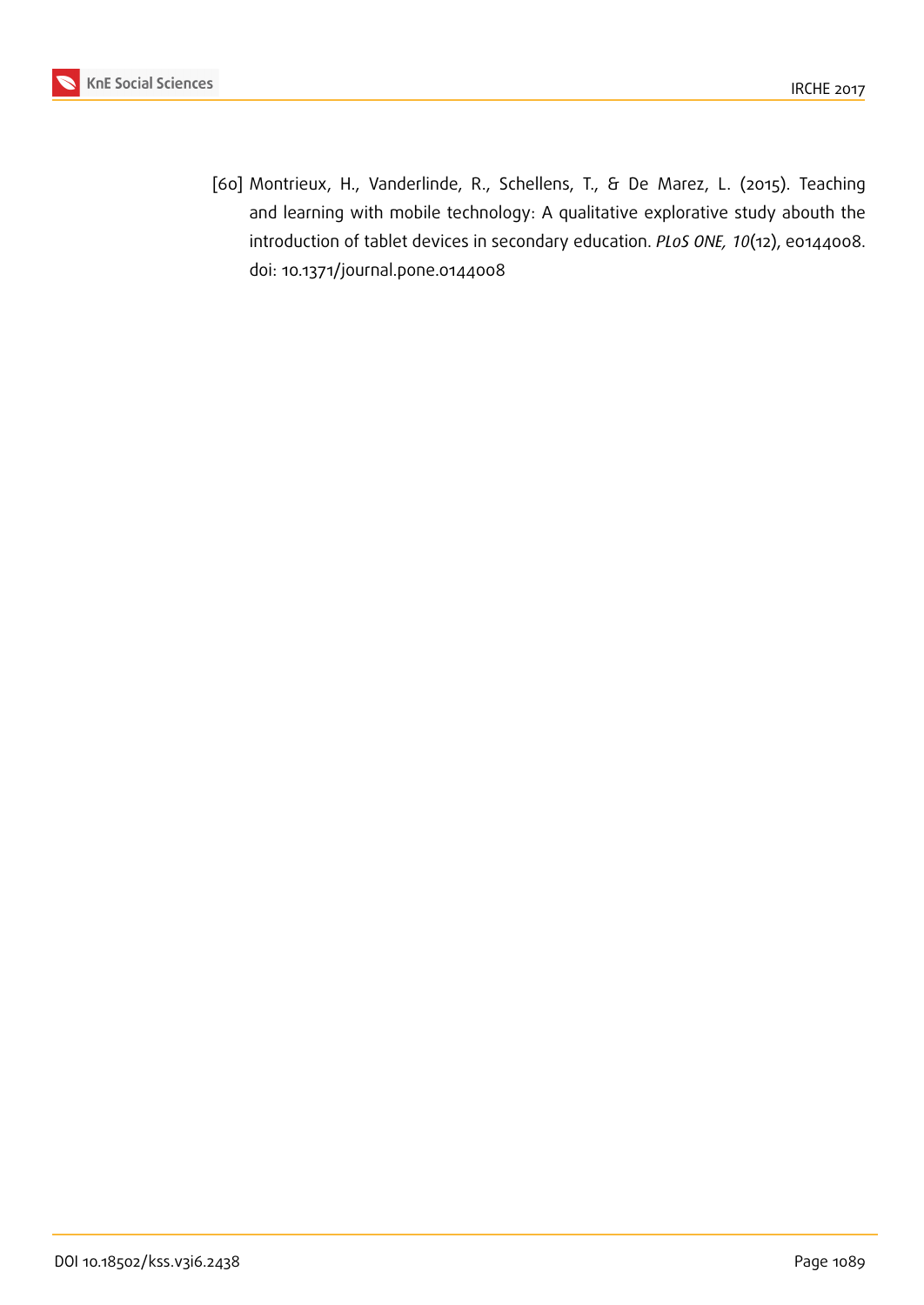[60] Montrieux, H., Vanderlinde, R., Schellens, T., & De Marez, L. (2015). Teaching and learning with mobile technology: A qualitative explorative study abouth the introduction of tablet devices in secondary education. *PLoS ONE, 10*(12), e0144008. doi: 10.1371/journal.pone.0144008